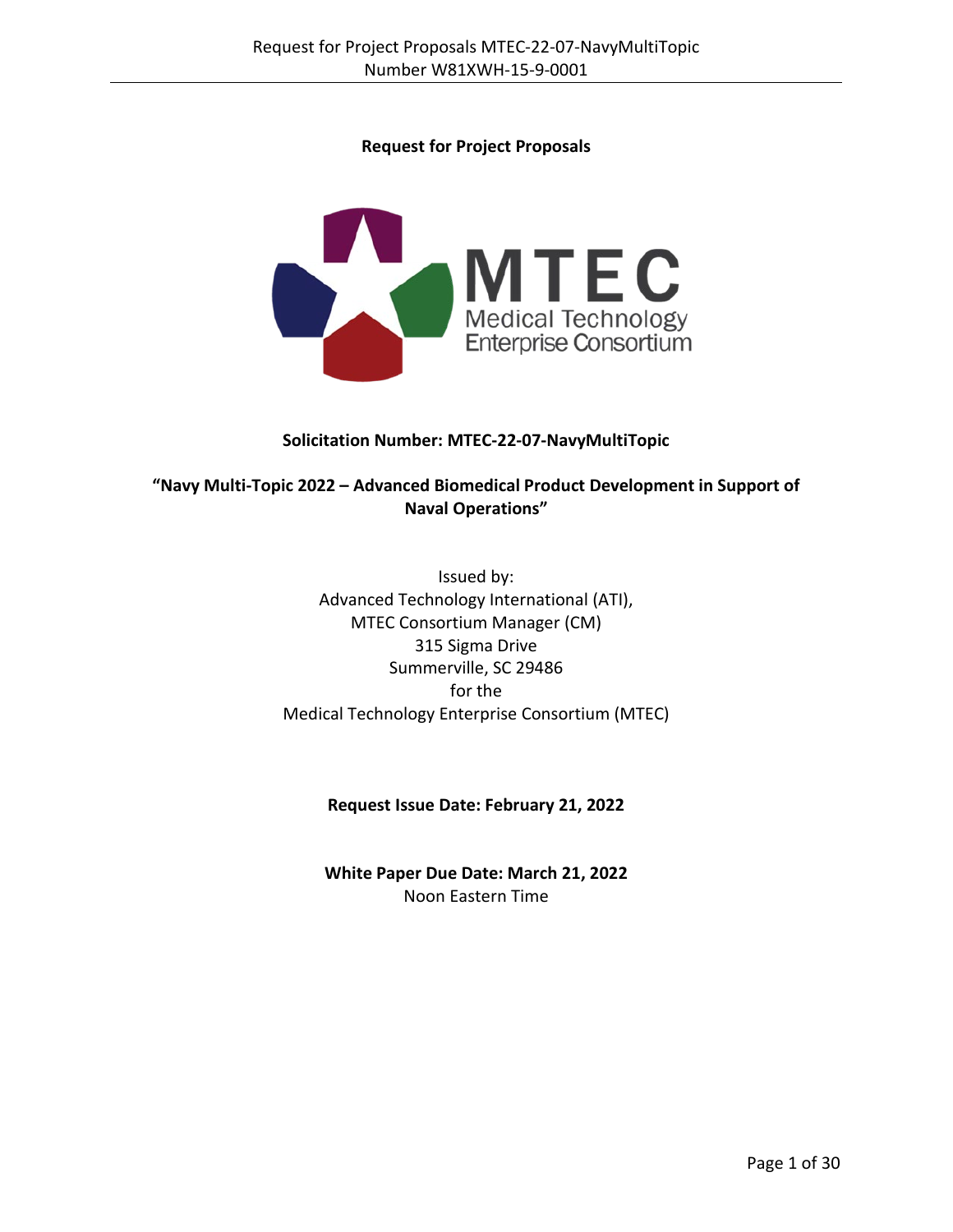**Request for Project Proposals**

**Solicitation Number: MTEC-22-07-NavyMultiTopic**

**"Navy Multi-Topic 2022 – Advanced Biomedical Product Development in Support of Naval Operations"**

Issued by:
Advanced Technology International (ATI),
MTEC Consortium Manager (CM)
315 Sigma Drive
Summerville, SC 29486
for the
Medical Technology Enterprise Consortium (MTEC)

**Request Issue Date: February 21, 2022**

**White Paper Due Date: March 21, 2022**
Noon Eastern Time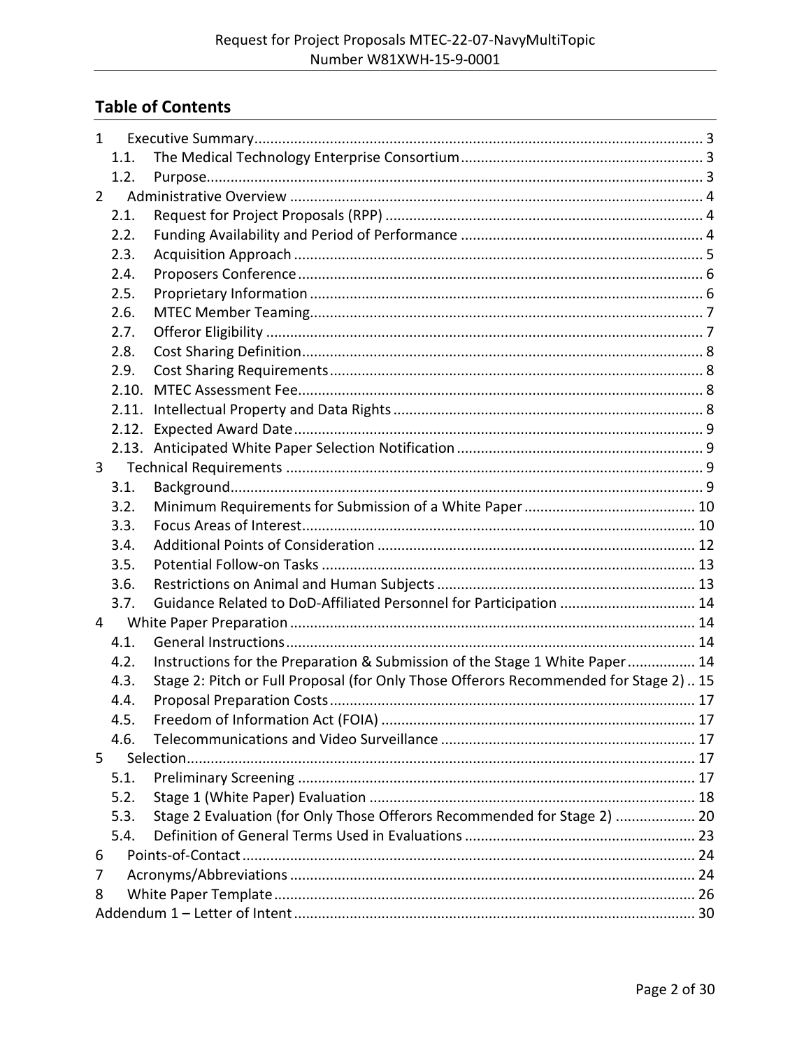## Table of Contents

1 Executive Summary ..... 3
- 1.1. The Medical Technology Enterprise Consortium ..... 3
- 1.2. Purpose ..... 3

2 Administrative Overview ..... 4
- 2.1. Request for Project Proposals (RPP) ..... 4
- 2.2. Funding Availability and Period of Performance ..... 4
- 2.3. Acquisition Approach ..... 5
- 2.4. Proposers Conference ..... 6
- 2.5. Proprietary Information ..... 6
- 2.6. MTEC Member Teaming ..... 7
- 2.7. Offeror Eligibility ..... 7
- 2.8. Cost Sharing Definition ..... 8
- 2.9. Cost Sharing Requirements ..... 8
- 2.10. MTEC Assessment Fee ..... 8
- 2.11. Intellectual Property and Data Rights ..... 8
- 2.12. Expected Award Date ..... 9
- 2.13. Anticipated White Paper Selection Notification ..... 9

3 Technical Requirements ..... 9
- 3.1. Background ..... 9
- 3.2. Minimum Requirements for Submission of a White Paper ..... 10
- 3.3. Focus Areas of Interest ..... 10
- 3.4. Additional Points of Consideration ..... 12
- 3.5. Potential Follow-on Tasks ..... 13
- 3.6. Restrictions on Animal and Human Subjects ..... 13
- 3.7. Guidance Related to DoD-Affiliated Personnel for Participation ..... 14

4 White Paper Preparation ..... 14
- 4.1. General Instructions ..... 14
- 4.2. Instructions for the Preparation & Submission of the Stage 1 White Paper ..... 14
- 4.3. Stage 2: Pitch or Full Proposal (for Only Those Offerors Recommended for Stage 2) ..... 15
- 4.4. Proposal Preparation Costs ..... 17
- 4.5. Freedom of Information Act (FOIA) ..... 17
- 4.6. Telecommunications and Video Surveillance ..... 17

5 Selection ..... 17
- 5.1. Preliminary Screening ..... 17
- 5.2. Stage 1 (White Paper) Evaluation ..... 18
- 5.3. Stage 2 Evaluation (for Only Those Offerors Recommended for Stage 2) ..... 20
- 5.4. Definition of General Terms Used in Evaluations ..... 23

6 Points-of-Contact ..... 24

7 Acronyms/Abbreviations ..... 24

8 White Paper Template ..... 26

Addendum 1 – Letter of Intent ..... 30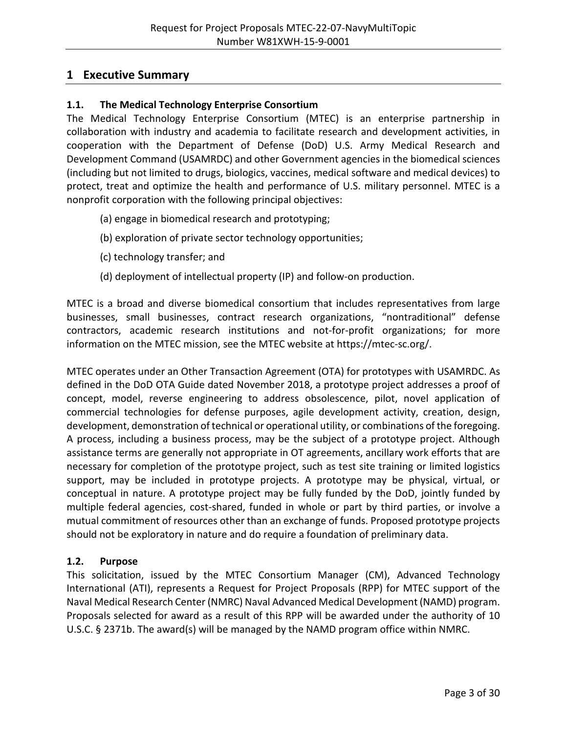# 1 Executive Summary

### 1.1. The Medical Technology Enterprise Consortium

The Medical Technology Enterprise Consortium (MTEC) is an enterprise partnership in collaboration with industry and academia to facilitate research and development activities, in cooperation with the Department of Defense (DoD) U.S. Army Medical Research and Development Command (USAMRDC) and other Government agencies in the biomedical sciences (including but not limited to drugs, biologics, vaccines, medical software and medical devices) to protect, treat and optimize the health and performance of U.S. military personnel. MTEC is a nonprofit corporation with the following principal objectives:

(a) engage in biomedical research and prototyping;

(b) exploration of private sector technology opportunities;

(c) technology transfer; and

(d) deployment of intellectual property (IP) and follow-on production.

MTEC is a broad and diverse biomedical consortium that includes representatives from large businesses, small businesses, contract research organizations, "nontraditional" defense contractors, academic research institutions and not-for-profit organizations; for more information on the MTEC mission, see the MTEC website at https://mtec-sc.org/.

MTEC operates under an Other Transaction Agreement (OTA) for prototypes with USAMRDC. As defined in the DoD OTA Guide dated November 2018, a prototype project addresses a proof of concept, model, reverse engineering to address obsolescence, pilot, novel application of commercial technologies for defense purposes, agile development activity, creation, design, development, demonstration of technical or operational utility, or combinations of the foregoing. A process, including a business process, may be the subject of a prototype project. Although assistance terms are generally not appropriate in OT agreements, ancillary work efforts that are necessary for completion of the prototype project, such as test site training or limited logistics support, may be included in prototype projects. A prototype may be physical, virtual, or conceptual in nature. A prototype project may be fully funded by the DoD, jointly funded by multiple federal agencies, cost-shared, funded in whole or part by third parties, or involve a mutual commitment of resources other than an exchange of funds. Proposed prototype projects should not be exploratory in nature and do require a foundation of preliminary data.

### 1.2. Purpose

This solicitation, issued by the MTEC Consortium Manager (CM), Advanced Technology International (ATI), represents a Request for Project Proposals (RPP) for MTEC support of the Naval Medical Research Center (NMRC) Naval Advanced Medical Development (NAMD) program. Proposals selected for award as a result of this RPP will be awarded under the authority of 10 U.S.C. § 2371b. The award(s) will be managed by the NAMD program office within NMRC.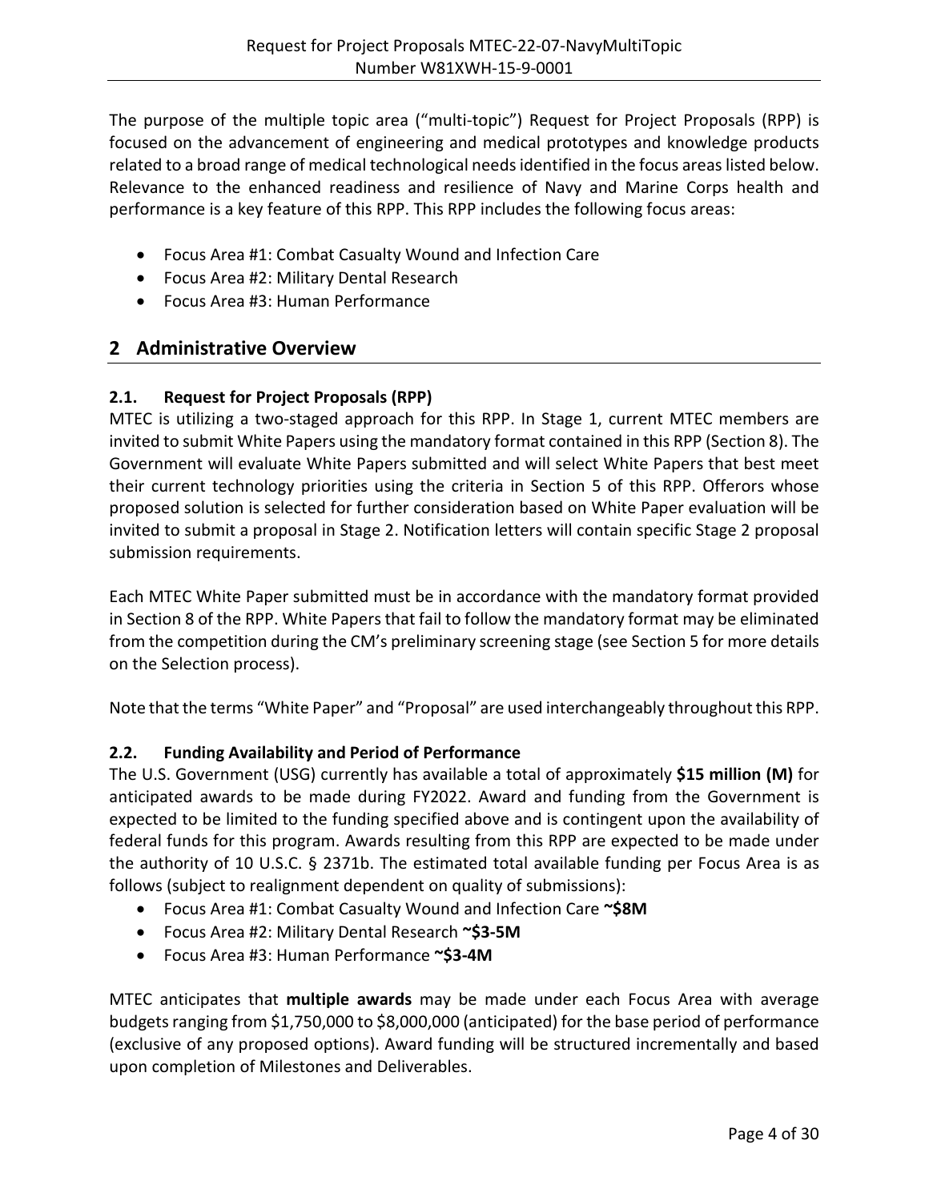The purpose of the multiple topic area ("multi-topic") Request for Project Proposals (RPP) is focused on the advancement of engineering and medical prototypes and knowledge products related to a broad range of medical technological needs identified in the focus areas listed below. Relevance to the enhanced readiness and resilience of Navy and Marine Corps health and performance is a key feature of this RPP. This RPP includes the following focus areas:

- Focus Area #1: Combat Casualty Wound and Infection Care
- Focus Area #2: Military Dental Research
- Focus Area #3: Human Performance

## 2 Administrative Overview

### 2.1. Request for Project Proposals (RPP)

MTEC is utilizing a two-staged approach for this RPP. In Stage 1, current MTEC members are invited to submit White Papers using the mandatory format contained in this RPP (Section 8). The Government will evaluate White Papers submitted and will select White Papers that best meet their current technology priorities using the criteria in Section 5 of this RPP. Offerors whose proposed solution is selected for further consideration based on White Paper evaluation will be invited to submit a proposal in Stage 2. Notification letters will contain specific Stage 2 proposal submission requirements.

Each MTEC White Paper submitted must be in accordance with the mandatory format provided in Section 8 of the RPP. White Papers that fail to follow the mandatory format may be eliminated from the competition during the CM's preliminary screening stage (see Section 5 for more details on the Selection process).

Note that the terms "White Paper" and "Proposal" are used interchangeably throughout this RPP.

### 2.2. Funding Availability and Period of Performance

The U.S. Government (USG) currently has available a total of approximately **$15 million (M)** for anticipated awards to be made during FY2022. Award and funding from the Government is expected to be limited to the funding specified above and is contingent upon the availability of federal funds for this program. Awards resulting from this RPP are expected to be made under the authority of 10 U.S.C. § 2371b. The estimated total available funding per Focus Area is as follows (subject to realignment dependent on quality of submissions):

- Focus Area #1: Combat Casualty Wound and Infection Care **~$8M**
- Focus Area #2: Military Dental Research **~$3-5M**
- Focus Area #3: Human Performance **~$3-4M**

MTEC anticipates that **multiple awards** may be made under each Focus Area with average budgets ranging from $1,750,000 to $8,000,000 (anticipated) for the base period of performance (exclusive of any proposed options). Award funding will be structured incrementally and based upon completion of Milestones and Deliverables.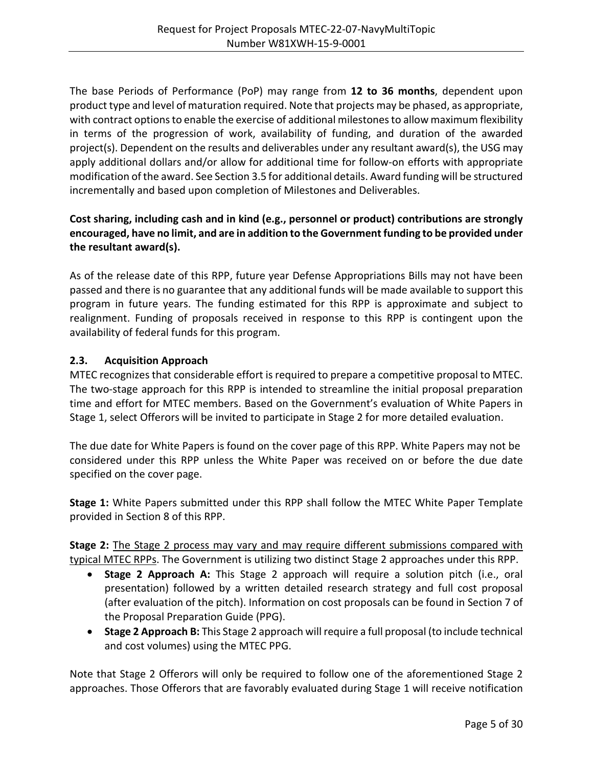The base Periods of Performance (PoP) may range from **12 to 36 months**, dependent upon product type and level of maturation required. Note that projects may be phased, as appropriate, with contract options to enable the exercise of additional milestones to allow maximum flexibility in terms of the progression of work, availability of funding, and duration of the awarded project(s). Dependent on the results and deliverables under any resultant award(s), the USG may apply additional dollars and/or allow for additional time for follow-on efforts with appropriate modification of the award. See Section 3.5 for additional details. Award funding will be structured incrementally and based upon completion of Milestones and Deliverables.

**Cost sharing, including cash and in kind (e.g., personnel or product) contributions are strongly encouraged, have no limit, and are in addition to the Government funding to be provided under the resultant award(s).**

As of the release date of this RPP, future year Defense Appropriations Bills may not have been passed and there is no guarantee that any additional funds will be made available to support this program in future years. The funding estimated for this RPP is approximate and subject to realignment. Funding of proposals received in response to this RPP is contingent upon the availability of federal funds for this program.

### 2.3. Acquisition Approach

MTEC recognizes that considerable effort is required to prepare a competitive proposal to MTEC. The two-stage approach for this RPP is intended to streamline the initial proposal preparation time and effort for MTEC members. Based on the Government's evaluation of White Papers in Stage 1, select Offerors will be invited to participate in Stage 2 for more detailed evaluation.

The due date for White Papers is found on the cover page of this RPP. White Papers may not be considered under this RPP unless the White Paper was received on or before the due date specified on the cover page.

**Stage 1:** White Papers submitted under this RPP shall follow the MTEC White Paper Template provided in Section 8 of this RPP.

**Stage 2:** <u>The Stage 2 process may vary and may require different submissions compared with typical MTEC RPPs</u>. The Government is utilizing two distinct Stage 2 approaches under this RPP.

- **Stage 2 Approach A:** This Stage 2 approach will require a solution pitch (i.e., oral presentation) followed by a written detailed research strategy and full cost proposal (after evaluation of the pitch). Information on cost proposals can be found in Section 7 of the Proposal Preparation Guide (PPG).
- **Stage 2 Approach B:** This Stage 2 approach will require a full proposal (to include technical and cost volumes) using the MTEC PPG.

Note that Stage 2 Offerors will only be required to follow one of the aforementioned Stage 2 approaches. Those Offerors that are favorably evaluated during Stage 1 will receive notification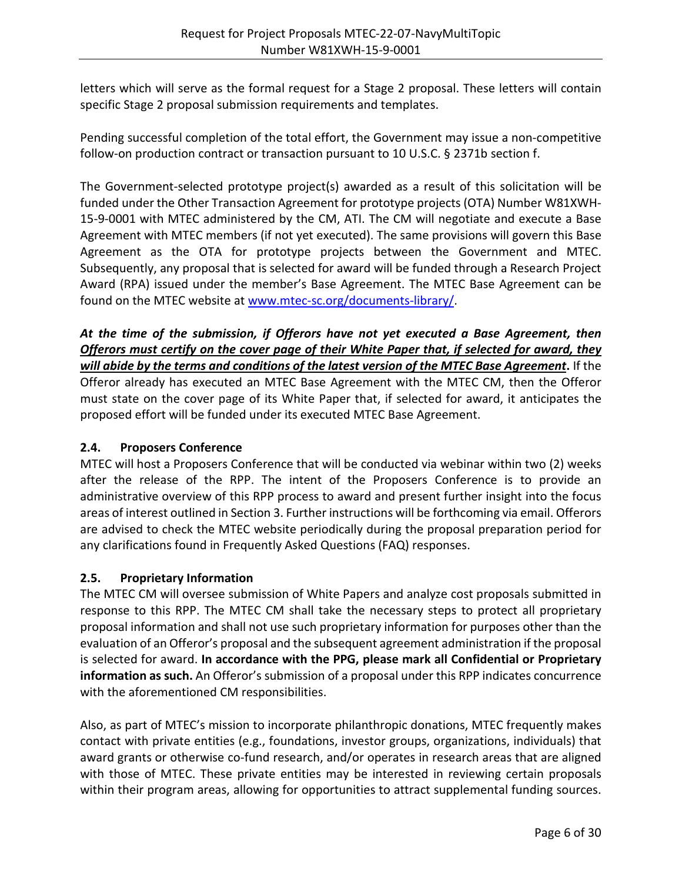letters which will serve as the formal request for a Stage 2 proposal. These letters will contain specific Stage 2 proposal submission requirements and templates.

Pending successful completion of the total effort, the Government may issue a non-competitive follow-on production contract or transaction pursuant to 10 U.S.C. § 2371b section f.

The Government-selected prototype project(s) awarded as a result of this solicitation will be funded under the Other Transaction Agreement for prototype projects (OTA) Number W81XWH-15-9-0001 with MTEC administered by the CM, ATI. The CM will negotiate and execute a Base Agreement with MTEC members (if not yet executed). The same provisions will govern this Base Agreement as the OTA for prototype projects between the Government and MTEC. Subsequently, any proposal that is selected for award will be funded through a Research Project Award (RPA) issued under the member's Base Agreement. The MTEC Base Agreement can be found on the MTEC website at [www.mtec-sc.org/documents-library/](www.mtec-sc.org/documents-library/).

***At the time of the submission, if Offerors have not yet executed a Base Agreement, then <u>Offerors must certify on the cover page of their White Paper that, if selected for award, they will abide by the terms and conditions of the latest version of the MTEC Base Agreement</u>.*** If the Offeror already has executed an MTEC Base Agreement with the MTEC CM, then the Offeror must state on the cover page of its White Paper that, if selected for award, it anticipates the proposed effort will be funded under its executed MTEC Base Agreement.

### 2.4. Proposers Conference

MTEC will host a Proposers Conference that will be conducted via webinar within two (2) weeks after the release of the RPP. The intent of the Proposers Conference is to provide an administrative overview of this RPP process to award and present further insight into the focus areas of interest outlined in Section 3. Further instructions will be forthcoming via email. Offerors are advised to check the MTEC website periodically during the proposal preparation period for any clarifications found in Frequently Asked Questions (FAQ) responses.

### 2.5. Proprietary Information

The MTEC CM will oversee submission of White Papers and analyze cost proposals submitted in response to this RPP. The MTEC CM shall take the necessary steps to protect all proprietary proposal information and shall not use such proprietary information for purposes other than the evaluation of an Offeror's proposal and the subsequent agreement administration if the proposal is selected for award. **In accordance with the PPG, please mark all Confidential or Proprietary information as such.** An Offeror's submission of a proposal under this RPP indicates concurrence with the aforementioned CM responsibilities.

Also, as part of MTEC's mission to incorporate philanthropic donations, MTEC frequently makes contact with private entities (e.g., foundations, investor groups, organizations, individuals) that award grants or otherwise co-fund research, and/or operates in research areas that are aligned with those of MTEC. These private entities may be interested in reviewing certain proposals within their program areas, allowing for opportunities to attract supplemental funding sources.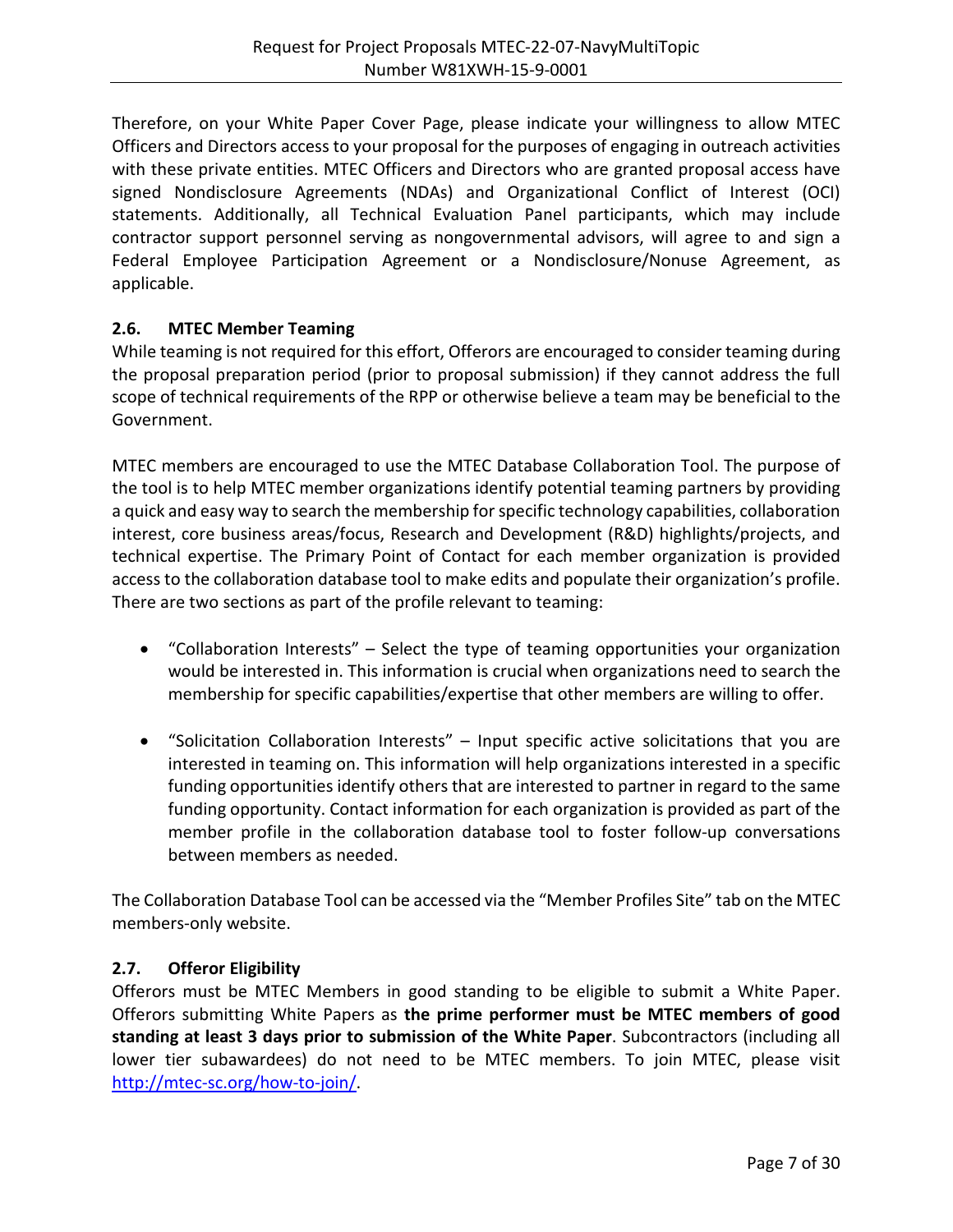Therefore, on your White Paper Cover Page, please indicate your willingness to allow MTEC Officers and Directors access to your proposal for the purposes of engaging in outreach activities with these private entities. MTEC Officers and Directors who are granted proposal access have signed Nondisclosure Agreements (NDAs) and Organizational Conflict of Interest (OCI) statements. Additionally, all Technical Evaluation Panel participants, which may include contractor support personnel serving as nongovernmental advisors, will agree to and sign a Federal Employee Participation Agreement or a Nondisclosure/Nonuse Agreement, as applicable.

### 2.6. MTEC Member Teaming

While teaming is not required for this effort, Offerors are encouraged to consider teaming during the proposal preparation period (prior to proposal submission) if they cannot address the full scope of technical requirements of the RPP or otherwise believe a team may be beneficial to the Government.

MTEC members are encouraged to use the MTEC Database Collaboration Tool. The purpose of the tool is to help MTEC member organizations identify potential teaming partners by providing a quick and easy way to search the membership for specific technology capabilities, collaboration interest, core business areas/focus, Research and Development (R&D) highlights/projects, and technical expertise. The Primary Point of Contact for each member organization is provided access to the collaboration database tool to make edits and populate their organization's profile. There are two sections as part of the profile relevant to teaming:

- "Collaboration Interests" – Select the type of teaming opportunities your organization would be interested in. This information is crucial when organizations need to search the membership for specific capabilities/expertise that other members are willing to offer.

- "Solicitation Collaboration Interests" – Input specific active solicitations that you are interested in teaming on. This information will help organizations interested in a specific funding opportunities identify others that are interested to partner in regard to the same funding opportunity. Contact information for each organization is provided as part of the member profile in the collaboration database tool to foster follow-up conversations between members as needed.

The Collaboration Database Tool can be accessed via the "Member Profiles Site" tab on the MTEC members-only website.

### 2.7. Offeror Eligibility

Offerors must be MTEC Members in good standing to be eligible to submit a White Paper. Offerors submitting White Papers as **the prime performer must be MTEC members of good standing at least 3 days prior to submission of the White Paper**. Subcontractors (including all lower tier subawardees) do not need to be MTEC members. To join MTEC, please visit [http://mtec-sc.org/how-to-join/](http://mtec-sc.org/how-to-join/).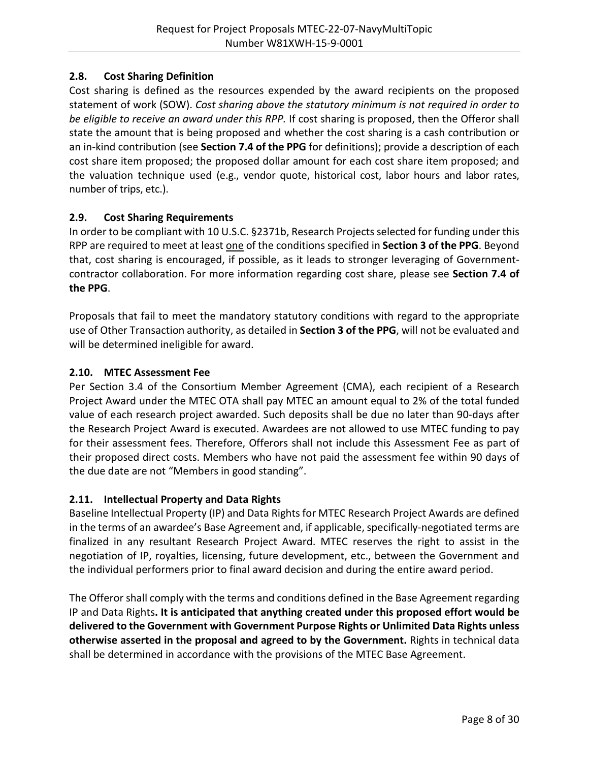### 2.8. Cost Sharing Definition

Cost sharing is defined as the resources expended by the award recipients on the proposed statement of work (SOW). *Cost sharing above the statutory minimum is not required in order to be eligible to receive an award under this RPP.* If cost sharing is proposed, then the Offeror shall state the amount that is being proposed and whether the cost sharing is a cash contribution or an in-kind contribution (see **Section 7.4 of the PPG** for definitions); provide a description of each cost share item proposed; the proposed dollar amount for each cost share item proposed; and the valuation technique used (e.g., vendor quote, historical cost, labor hours and labor rates, number of trips, etc.).

### 2.9. Cost Sharing Requirements

In order to be compliant with 10 U.S.C. §2371b, Research Projects selected for funding under this RPP are required to meet at least one of the conditions specified in **Section 3 of the PPG**. Beyond that, cost sharing is encouraged, if possible, as it leads to stronger leveraging of Government-contractor collaboration. For more information regarding cost share, please see **Section 7.4 of the PPG**.

Proposals that fail to meet the mandatory statutory conditions with regard to the appropriate use of Other Transaction authority, as detailed in **Section 3 of the PPG**, will not be evaluated and will be determined ineligible for award.

### 2.10. MTEC Assessment Fee

Per Section 3.4 of the Consortium Member Agreement (CMA), each recipient of a Research Project Award under the MTEC OTA shall pay MTEC an amount equal to 2% of the total funded value of each research project awarded. Such deposits shall be due no later than 90-days after the Research Project Award is executed. Awardees are not allowed to use MTEC funding to pay for their assessment fees. Therefore, Offerors shall not include this Assessment Fee as part of their proposed direct costs. Members who have not paid the assessment fee within 90 days of the due date are not "Members in good standing".

### 2.11. Intellectual Property and Data Rights

Baseline Intellectual Property (IP) and Data Rights for MTEC Research Project Awards are defined in the terms of an awardee's Base Agreement and, if applicable, specifically-negotiated terms are finalized in any resultant Research Project Award. MTEC reserves the right to assist in the negotiation of IP, royalties, licensing, future development, etc., between the Government and the individual performers prior to final award decision and during the entire award period.

The Offeror shall comply with the terms and conditions defined in the Base Agreement regarding IP and Data Rights**. It is anticipated that anything created under this proposed effort would be delivered to the Government with Government Purpose Rights or Unlimited Data Rights unless otherwise asserted in the proposal and agreed to by the Government.** Rights in technical data shall be determined in accordance with the provisions of the MTEC Base Agreement.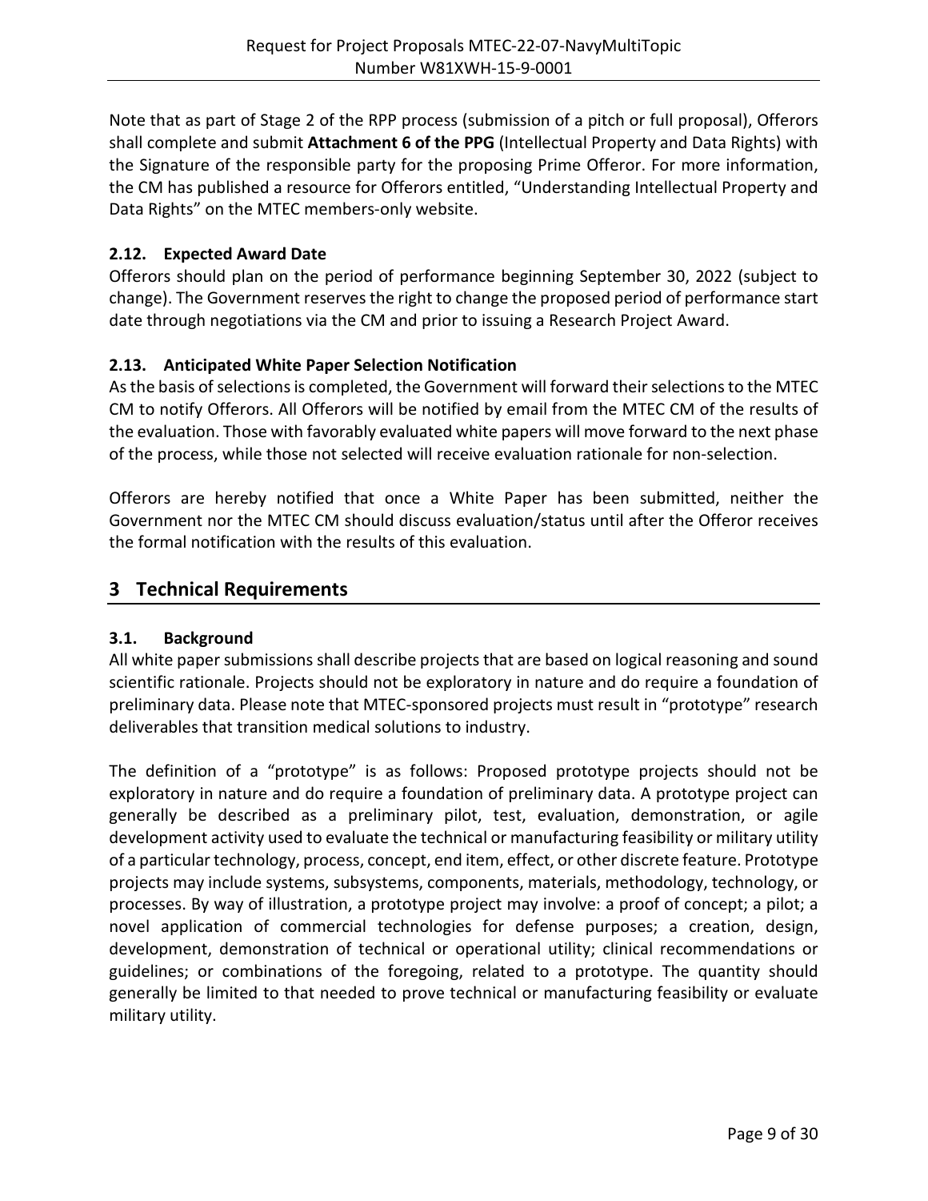Note that as part of Stage 2 of the RPP process (submission of a pitch or full proposal), Offerors shall complete and submit **Attachment 6 of the PPG** (Intellectual Property and Data Rights) with the Signature of the responsible party for the proposing Prime Offeror. For more information, the CM has published a resource for Offerors entitled, "Understanding Intellectual Property and Data Rights" on the MTEC members-only website.

### 2.12. Expected Award Date

Offerors should plan on the period of performance beginning September 30, 2022 (subject to change). The Government reserves the right to change the proposed period of performance start date through negotiations via the CM and prior to issuing a Research Project Award.

### 2.13. Anticipated White Paper Selection Notification

As the basis of selections is completed, the Government will forward their selections to the MTEC CM to notify Offerors. All Offerors will be notified by email from the MTEC CM of the results of the evaluation. Those with favorably evaluated white papers will move forward to the next phase of the process, while those not selected will receive evaluation rationale for non-selection.

Offerors are hereby notified that once a White Paper has been submitted, neither the Government nor the MTEC CM should discuss evaluation/status until after the Offeror receives the formal notification with the results of this evaluation.

## 3 Technical Requirements

### 3.1. Background

All white paper submissions shall describe projects that are based on logical reasoning and sound scientific rationale. Projects should not be exploratory in nature and do require a foundation of preliminary data. Please note that MTEC-sponsored projects must result in "prototype" research deliverables that transition medical solutions to industry.

The definition of a "prototype" is as follows: Proposed prototype projects should not be exploratory in nature and do require a foundation of preliminary data. A prototype project can generally be described as a preliminary pilot, test, evaluation, demonstration, or agile development activity used to evaluate the technical or manufacturing feasibility or military utility of a particular technology, process, concept, end item, effect, or other discrete feature. Prototype projects may include systems, subsystems, components, materials, methodology, technology, or processes. By way of illustration, a prototype project may involve: a proof of concept; a pilot; a novel application of commercial technologies for defense purposes; a creation, design, development, demonstration of technical or operational utility; clinical recommendations or guidelines; or combinations of the foregoing, related to a prototype. The quantity should generally be limited to that needed to prove technical or manufacturing feasibility or evaluate military utility.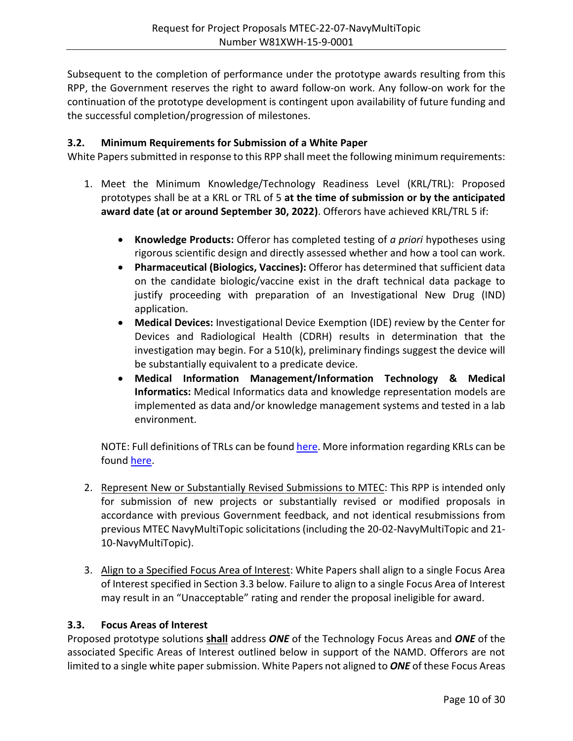Subsequent to the completion of performance under the prototype awards resulting from this RPP, the Government reserves the right to award follow-on work. Any follow-on work for the continuation of the prototype development is contingent upon availability of future funding and the successful completion/progression of milestones.

### 3.2. Minimum Requirements for Submission of a White Paper

White Papers submitted in response to this RPP shall meet the following minimum requirements:

1. Meet the Minimum Knowledge/Technology Readiness Level (KRL/TRL): Proposed prototypes shall be at a KRL or TRL of 5 **at the time of submission or by the anticipated award date (at or around September 30, 2022)**. Offerors have achieved KRL/TRL 5 if:

    - **Knowledge Products:** Offeror has completed testing of *a priori* hypotheses using rigorous scientific design and directly assessed whether and how a tool can work.
    - **Pharmaceutical (Biologics, Vaccines):** Offeror has determined that sufficient data on the candidate biologic/vaccine exist in the draft technical data package to justify proceeding with preparation of an Investigational New Drug (IND) application.
    - **Medical Devices:** Investigational Device Exemption (IDE) review by the Center for Devices and Radiological Health (CDRH) results in determination that the investigation may begin. For a 510(k), preliminary findings suggest the device will be substantially equivalent to a predicate device.
    - **Medical Information Management/Information Technology & Medical Informatics:** Medical Informatics data and knowledge representation models are implemented as data and/or knowledge management systems and tested in a lab environment.

    NOTE: Full definitions of TRLs can be found here. More information regarding KRLs can be found here.

2. Represent New or Substantially Revised Submissions to MTEC: This RPP is intended only for submission of new projects or substantially revised or modified proposals in accordance with previous Government feedback, and not identical resubmissions from previous MTEC NavyMultiTopic solicitations (including the 20-02-NavyMultiTopic and 21-10-NavyMultiTopic).

3. Align to a Specified Focus Area of Interest: White Papers shall align to a single Focus Area of Interest specified in Section 3.3 below. Failure to align to a single Focus Area of Interest may result in an "Unacceptable" rating and render the proposal ineligible for award.

### 3.3. Focus Areas of Interest

Proposed prototype solutions **shall** address ***ONE*** of the Technology Focus Areas and ***ONE*** of the associated Specific Areas of Interest outlined below in support of the NAMD. Offerors are not limited to a single white paper submission. White Papers not aligned to ***ONE*** of these Focus Areas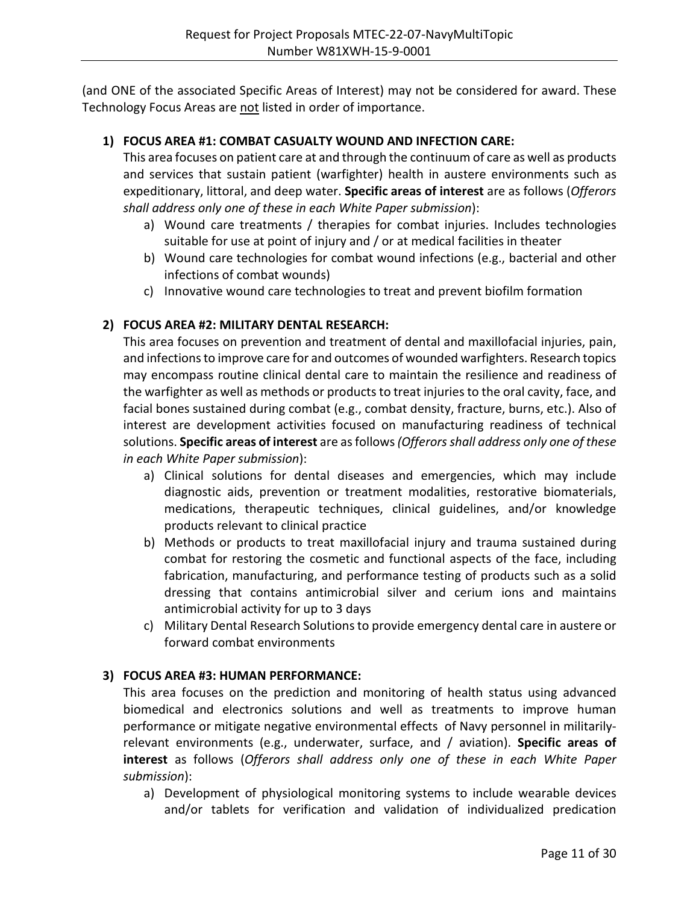(and ONE of the associated Specific Areas of Interest) may not be considered for award. These Technology Focus Areas are <u>not</u> listed in order of importance.

1) **FOCUS AREA #1: COMBAT CASUALTY WOUND AND INFECTION CARE:**

   This area focuses on patient care at and through the continuum of care as well as products and services that sustain patient (warfighter) health in austere environments such as expeditionary, littoral, and deep water. **Specific areas of interest** are as follows (*Offerors shall address only one of these in each White Paper submission*):

   a) Wound care treatments / therapies for combat injuries. Includes technologies suitable for use at point of injury and / or at medical facilities in theater
   b) Wound care technologies for combat wound infections (e.g., bacterial and other infections of combat wounds)
   c) Innovative wound care technologies to treat and prevent biofilm formation

2) **FOCUS AREA #2: MILITARY DENTAL RESEARCH:**

   This area focuses on prevention and treatment of dental and maxillofacial injuries, pain, and infections to improve care for and outcomes of wounded warfighters. Research topics may encompass routine clinical dental care to maintain the resilience and readiness of the warfighter as well as methods or products to treat injuries to the oral cavity, face, and facial bones sustained during combat (e.g., combat density, fracture, burns, etc.). Also of interest are development activities focused on manufacturing readiness of technical solutions. **Specific areas of interest** are as follows *(Offerors shall address only one of these in each White Paper submission*):

   a) Clinical solutions for dental diseases and emergencies, which may include diagnostic aids, prevention or treatment modalities, restorative biomaterials, medications, therapeutic techniques, clinical guidelines, and/or knowledge products relevant to clinical practice
   b) Methods or products to treat maxillofacial injury and trauma sustained during combat for restoring the cosmetic and functional aspects of the face, including fabrication, manufacturing, and performance testing of products such as a solid dressing that contains antimicrobial silver and cerium ions and maintains antimicrobial activity for up to 3 days
   c) Military Dental Research Solutions to provide emergency dental care in austere or forward combat environments

3) **FOCUS AREA #3: HUMAN PERFORMANCE:**

   This area focuses on the prediction and monitoring of health status using advanced biomedical and electronics solutions and well as treatments to improve human performance or mitigate negative environmental effects of Navy personnel in militarily-relevant environments (e.g., underwater, surface, and / aviation). **Specific areas of interest** as follows (*Offerors shall address only one of these in each White Paper submission*):

   a) Development of physiological monitoring systems to include wearable devices and/or tablets for verification and validation of individualized predication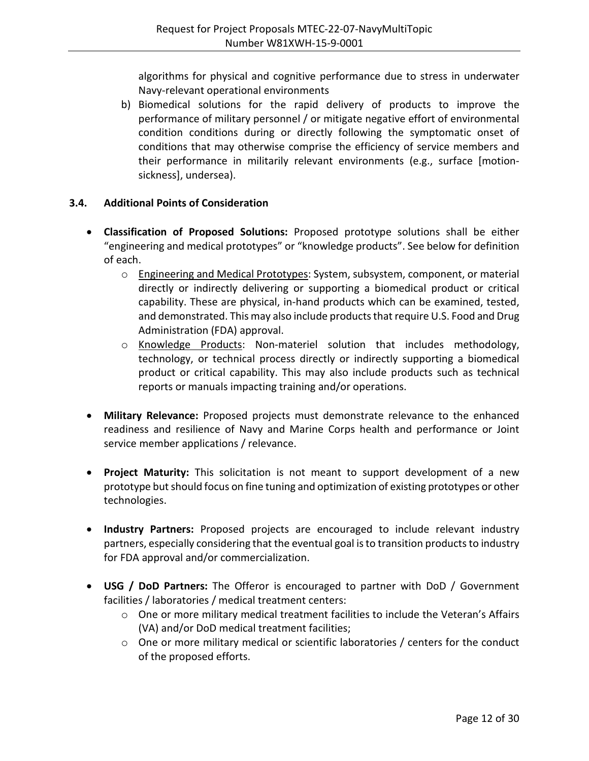algorithms for physical and cognitive performance due to stress in underwater Navy-relevant operational environments

b) Biomedical solutions for the rapid delivery of products to improve the performance of military personnel / or mitigate negative effort of environmental condition conditions during or directly following the symptomatic onset of conditions that may otherwise comprise the efficiency of service members and their performance in militarily relevant environments (e.g., surface [motion-sickness], undersea).

### 3.4. Additional Points of Consideration

- **Classification of Proposed Solutions:** Proposed prototype solutions shall be either "engineering and medical prototypes" or "knowledge products". See below for definition of each.
  - Engineering and Medical Prototypes: System, subsystem, component, or material directly or indirectly delivering or supporting a biomedical product or critical capability. These are physical, in-hand products which can be examined, tested, and demonstrated. This may also include products that require U.S. Food and Drug Administration (FDA) approval.
  - Knowledge Products: Non-materiel solution that includes methodology, technology, or technical process directly or indirectly supporting a biomedical product or critical capability. This may also include products such as technical reports or manuals impacting training and/or operations.

- **Military Relevance:** Proposed projects must demonstrate relevance to the enhanced readiness and resilience of Navy and Marine Corps health and performance or Joint service member applications / relevance.

- **Project Maturity:** This solicitation is not meant to support development of a new prototype but should focus on fine tuning and optimization of existing prototypes or other technologies.

- **Industry Partners:** Proposed projects are encouraged to include relevant industry partners, especially considering that the eventual goal is to transition products to industry for FDA approval and/or commercialization.

- **USG / DoD Partners:** The Offeror is encouraged to partner with DoD / Government facilities / laboratories / medical treatment centers:
  - One or more military medical treatment facilities to include the Veteran's Affairs (VA) and/or DoD medical treatment facilities;
  - One or more military medical or scientific laboratories / centers for the conduct of the proposed efforts.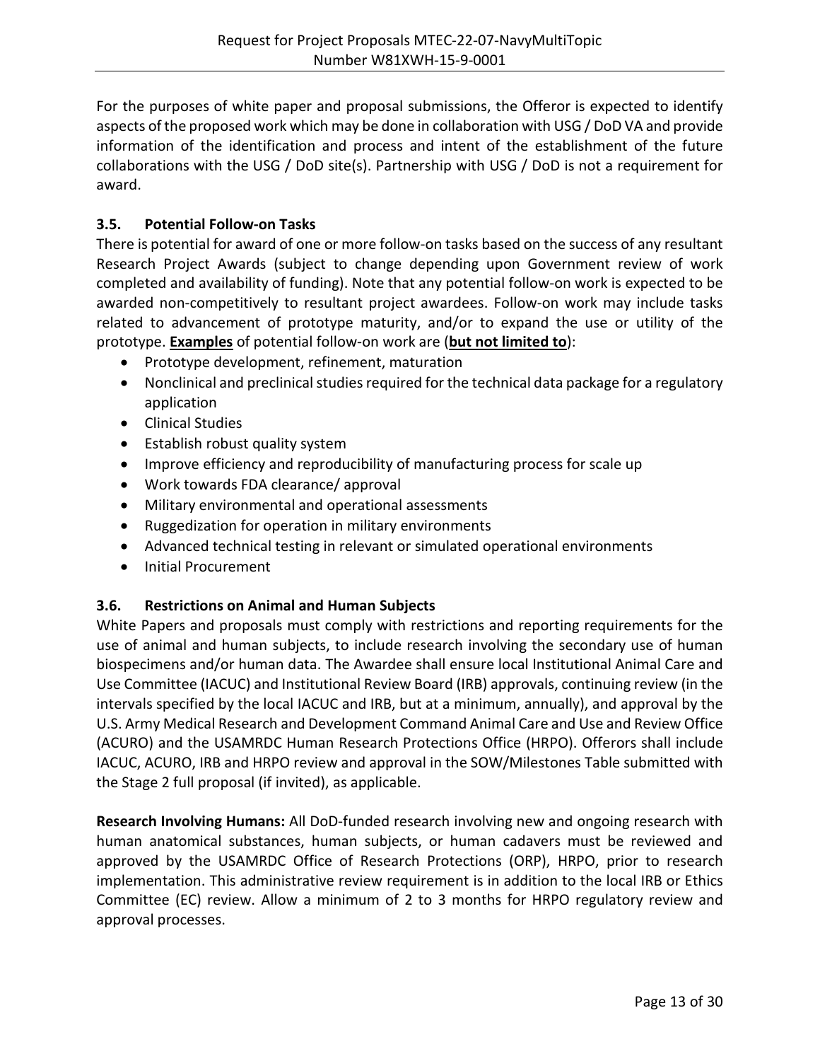For the purposes of white paper and proposal submissions, the Offeror is expected to identify aspects of the proposed work which may be done in collaboration with USG / DoD VA and provide information of the identification and process and intent of the establishment of the future collaborations with the USG / DoD site(s). Partnership with USG / DoD is not a requirement for award.

### 3.5. Potential Follow-on Tasks

There is potential for award of one or more follow-on tasks based on the success of any resultant Research Project Awards (subject to change depending upon Government review of work completed and availability of funding). Note that any potential follow-on work is expected to be awarded non-competitively to resultant project awardees. Follow-on work may include tasks related to advancement of prototype maturity, and/or to expand the use or utility of the prototype. **Examples** of potential follow-on work are (**but not limited to**):

- Prototype development, refinement, maturation
- Nonclinical and preclinical studies required for the technical data package for a regulatory application
- Clinical Studies
- Establish robust quality system
- Improve efficiency and reproducibility of manufacturing process for scale up
- Work towards FDA clearance/ approval
- Military environmental and operational assessments
- Ruggedization for operation in military environments
- Advanced technical testing in relevant or simulated operational environments
- Initial Procurement

### 3.6. Restrictions on Animal and Human Subjects

White Papers and proposals must comply with restrictions and reporting requirements for the use of animal and human subjects, to include research involving the secondary use of human biospecimens and/or human data. The Awardee shall ensure local Institutional Animal Care and Use Committee (IACUC) and Institutional Review Board (IRB) approvals, continuing review (in the intervals specified by the local IACUC and IRB, but at a minimum, annually), and approval by the U.S. Army Medical Research and Development Command Animal Care and Use and Review Office (ACURO) and the USAMRDC Human Research Protections Office (HRPO). Offerors shall include IACUC, ACURO, IRB and HRPO review and approval in the SOW/Milestones Table submitted with the Stage 2 full proposal (if invited), as applicable.

**Research Involving Humans:** All DoD-funded research involving new and ongoing research with human anatomical substances, human subjects, or human cadavers must be reviewed and approved by the USAMRDC Office of Research Protections (ORP), HRPO, prior to research implementation. This administrative review requirement is in addition to the local IRB or Ethics Committee (EC) review. Allow a minimum of 2 to 3 months for HRPO regulatory review and approval processes.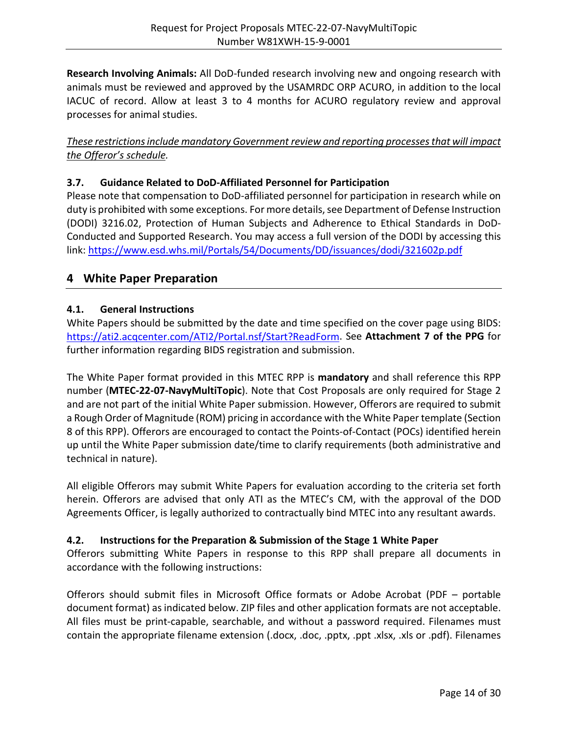**Research Involving Animals:** All DoD-funded research involving new and ongoing research with animals must be reviewed and approved by the USAMRDC ORP ACURO, in addition to the local IACUC of record. Allow at least 3 to 4 months for ACURO regulatory review and approval processes for animal studies.

*These restrictions include mandatory Government review and reporting processes that will impact the Offeror's schedule.*

### 3.7. Guidance Related to DoD-Affiliated Personnel for Participation

Please note that compensation to DoD-affiliated personnel for participation in research while on duty is prohibited with some exceptions. For more details, see Department of Defense Instruction (DODI) 3216.02, Protection of Human Subjects and Adherence to Ethical Standards in DoD-Conducted and Supported Research. You may access a full version of the DODI by accessing this link: https://www.esd.whs.mil/Portals/54/Documents/DD/issuances/dodi/321602p.pdf

## 4 White Paper Preparation

### 4.1. General Instructions

White Papers should be submitted by the date and time specified on the cover page using BIDS: https://ati2.acqcenter.com/ATI2/Portal.nsf/Start?ReadForm. See **Attachment 7 of the PPG** for further information regarding BIDS registration and submission.

The White Paper format provided in this MTEC RPP is **mandatory** and shall reference this RPP number (**MTEC-22-07-NavyMultiTopic**). Note that Cost Proposals are only required for Stage 2 and are not part of the initial White Paper submission. However, Offerors are required to submit a Rough Order of Magnitude (ROM) pricing in accordance with the White Paper template (Section 8 of this RPP). Offerors are encouraged to contact the Points-of-Contact (POCs) identified herein up until the White Paper submission date/time to clarify requirements (both administrative and technical in nature).

All eligible Offerors may submit White Papers for evaluation according to the criteria set forth herein. Offerors are advised that only ATI as the MTEC's CM, with the approval of the DOD Agreements Officer, is legally authorized to contractually bind MTEC into any resultant awards.

### 4.2. Instructions for the Preparation & Submission of the Stage 1 White Paper

Offerors submitting White Papers in response to this RPP shall prepare all documents in accordance with the following instructions:

Offerors should submit files in Microsoft Office formats or Adobe Acrobat (PDF – portable document format) as indicated below. ZIP files and other application formats are not acceptable. All files must be print-capable, searchable, and without a password required. Filenames must contain the appropriate filename extension (.docx, .doc, .pptx, .ppt .xlsx, .xls or .pdf). Filenames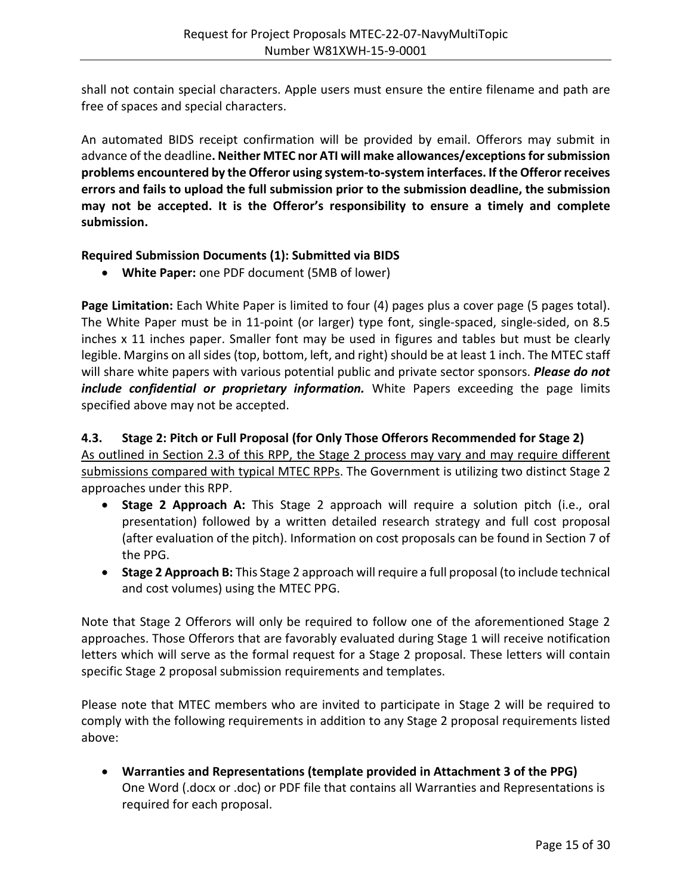shall not contain special characters. Apple users must ensure the entire filename and path are free of spaces and special characters.

An automated BIDS receipt confirmation will be provided by email. Offerors may submit in advance of the deadline**. Neither MTEC nor ATI will make allowances/exceptions for submission problems encountered by the Offeror using system-to-system interfaces. If the Offeror receives errors and fails to upload the full submission prior to the submission deadline, the submission may not be accepted. It is the Offeror's responsibility to ensure a timely and complete submission.**

**Required Submission Documents (1): Submitted via BIDS**

- **White Paper:** one PDF document (5MB of lower)

**Page Limitation:** Each White Paper is limited to four (4) pages plus a cover page (5 pages total). The White Paper must be in 11-point (or larger) type font, single-spaced, single-sided, on 8.5 inches x 11 inches paper. Smaller font may be used in figures and tables but must be clearly legible. Margins on all sides (top, bottom, left, and right) should be at least 1 inch. The MTEC staff will share white papers with various potential public and private sector sponsors. ***Please do not include confidential or proprietary information.*** White Papers exceeding the page limits specified above may not be accepted.

### 4.3. Stage 2: Pitch or Full Proposal (for Only Those Offerors Recommended for Stage 2)

<u>As outlined in Section 2.3 of this RPP, the Stage 2 process may vary and may require different submissions compared with typical MTEC RPPs</u>. The Government is utilizing two distinct Stage 2 approaches under this RPP.

- **Stage 2 Approach A:** This Stage 2 approach will require a solution pitch (i.e., oral presentation) followed by a written detailed research strategy and full cost proposal (after evaluation of the pitch). Information on cost proposals can be found in Section 7 of the PPG.
- **Stage 2 Approach B:** This Stage 2 approach will require a full proposal (to include technical and cost volumes) using the MTEC PPG.

Note that Stage 2 Offerors will only be required to follow one of the aforementioned Stage 2 approaches. Those Offerors that are favorably evaluated during Stage 1 will receive notification letters which will serve as the formal request for a Stage 2 proposal. These letters will contain specific Stage 2 proposal submission requirements and templates.

Please note that MTEC members who are invited to participate in Stage 2 will be required to comply with the following requirements in addition to any Stage 2 proposal requirements listed above:

- **Warranties and Representations (template provided in Attachment 3 of the PPG)**
  One Word (.docx or .doc) or PDF file that contains all Warranties and Representations is required for each proposal.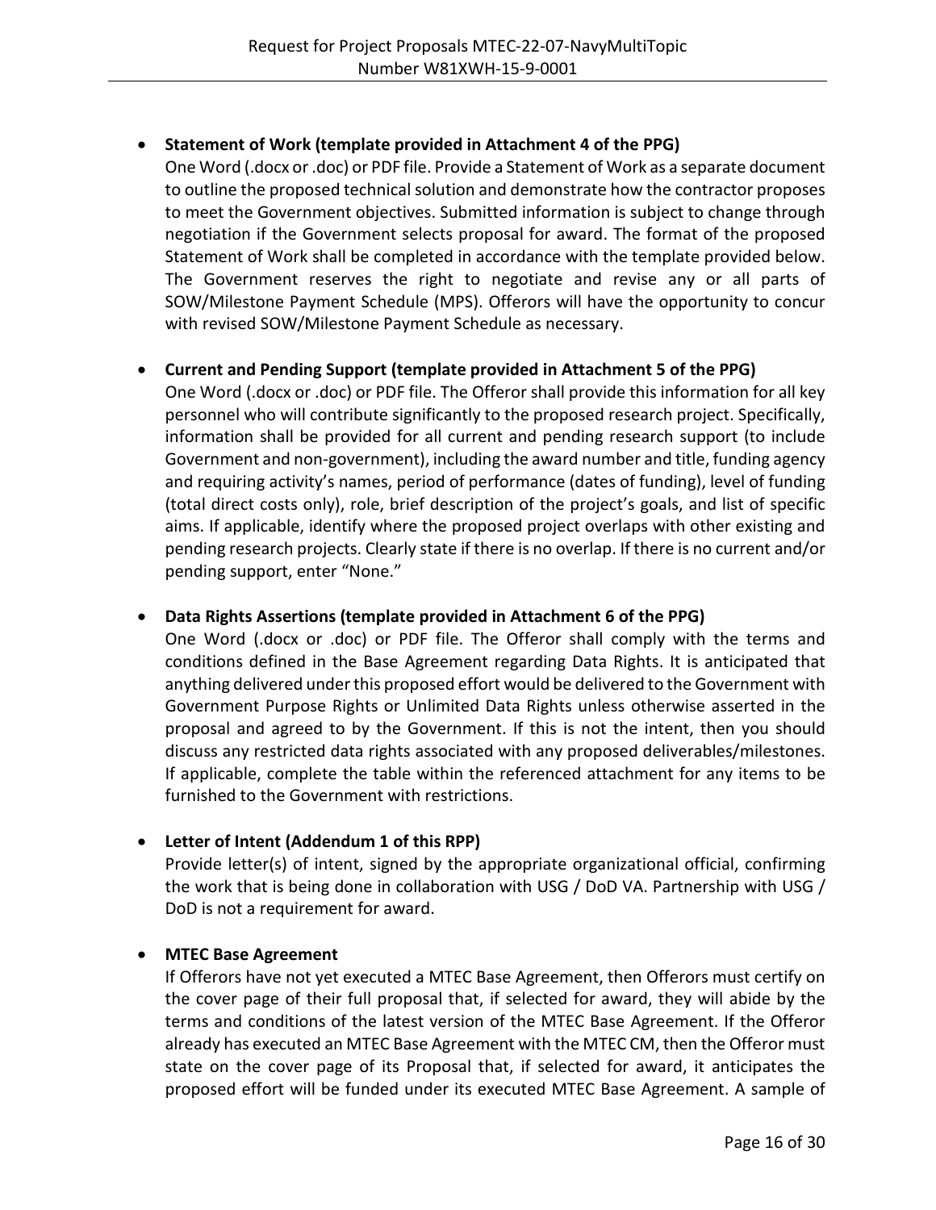- **Statement of Work (template provided in Attachment 4 of the PPG)**
  One Word (.docx or .doc) or PDF file. Provide a Statement of Work as a separate document to outline the proposed technical solution and demonstrate how the contractor proposes to meet the Government objectives. Submitted information is subject to change through negotiation if the Government selects proposal for award. The format of the proposed Statement of Work shall be completed in accordance with the template provided below. The Government reserves the right to negotiate and revise any or all parts of SOW/Milestone Payment Schedule (MPS). Offerors will have the opportunity to concur with revised SOW/Milestone Payment Schedule as necessary.

- **Current and Pending Support (template provided in Attachment 5 of the PPG)**
  One Word (.docx or .doc) or PDF file. The Offeror shall provide this information for all key personnel who will contribute significantly to the proposed research project. Specifically, information shall be provided for all current and pending research support (to include Government and non-government), including the award number and title, funding agency and requiring activity's names, period of performance (dates of funding), level of funding (total direct costs only), role, brief description of the project's goals, and list of specific aims. If applicable, identify where the proposed project overlaps with other existing and pending research projects. Clearly state if there is no overlap. If there is no current and/or pending support, enter "None."

- **Data Rights Assertions (template provided in Attachment 6 of the PPG)**
  One Word (.docx or .doc) or PDF file. The Offeror shall comply with the terms and conditions defined in the Base Agreement regarding Data Rights. It is anticipated that anything delivered under this proposed effort would be delivered to the Government with Government Purpose Rights or Unlimited Data Rights unless otherwise asserted in the proposal and agreed to by the Government. If this is not the intent, then you should discuss any restricted data rights associated with any proposed deliverables/milestones. If applicable, complete the table within the referenced attachment for any items to be furnished to the Government with restrictions.

- **Letter of Intent (Addendum 1 of this RPP)**
  Provide letter(s) of intent, signed by the appropriate organizational official, confirming the work that is being done in collaboration with USG / DoD VA. Partnership with USG / DoD is not a requirement for award.

- **MTEC Base Agreement**
  If Offerors have not yet executed a MTEC Base Agreement, then Offerors must certify on the cover page of their full proposal that, if selected for award, they will abide by the terms and conditions of the latest version of the MTEC Base Agreement. If the Offeror already has executed an MTEC Base Agreement with the MTEC CM, then the Offeror must state on the cover page of its Proposal that, if selected for award, it anticipates the proposed effort will be funded under its executed MTEC Base Agreement. A sample of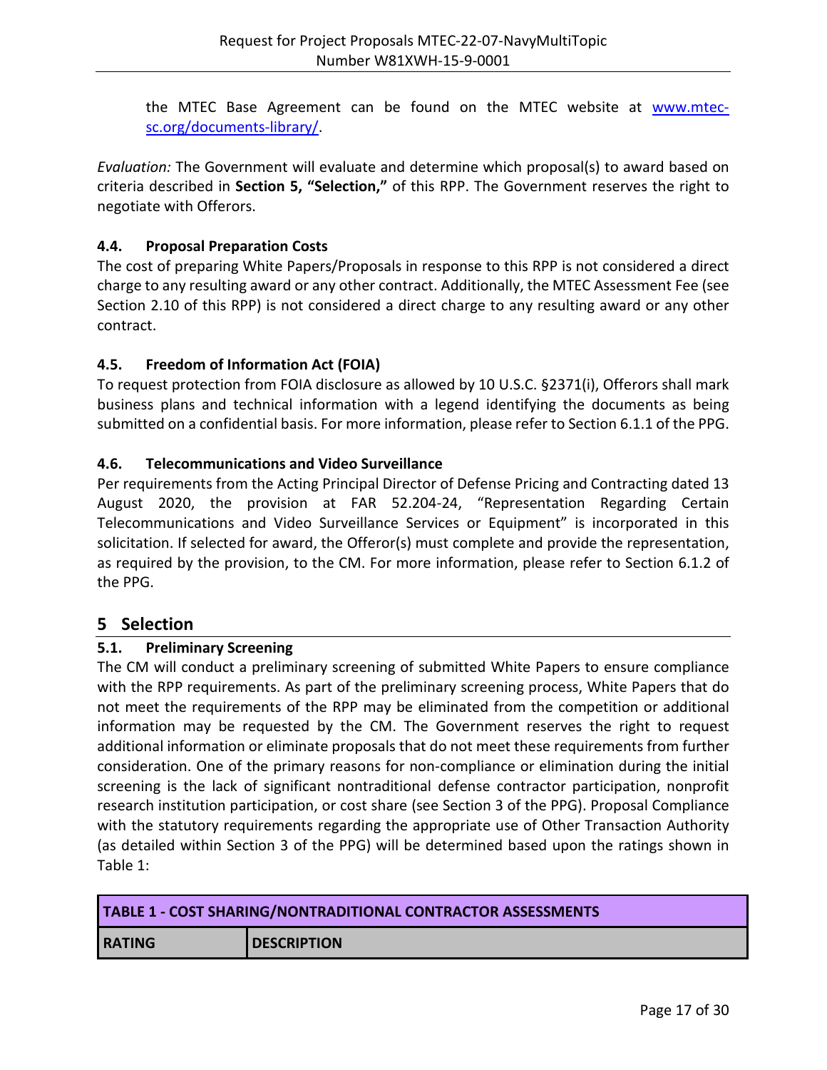the MTEC Base Agreement can be found on the MTEC website at [www.mtec-sc.org/documents-library/](www.mtec-sc.org/documents-library/).

*Evaluation:* The Government will evaluate and determine which proposal(s) to award based on criteria described in **Section 5, "Selection,"** of this RPP. The Government reserves the right to negotiate with Offerors.

### 4.4. Proposal Preparation Costs

The cost of preparing White Papers/Proposals in response to this RPP is not considered a direct charge to any resulting award or any other contract. Additionally, the MTEC Assessment Fee (see Section 2.10 of this RPP) is not considered a direct charge to any resulting award or any other contract.

### 4.5. Freedom of Information Act (FOIA)

To request protection from FOIA disclosure as allowed by 10 U.S.C. §2371(i), Offerors shall mark business plans and technical information with a legend identifying the documents as being submitted on a confidential basis. For more information, please refer to Section 6.1.1 of the PPG.

### 4.6. Telecommunications and Video Surveillance

Per requirements from the Acting Principal Director of Defense Pricing and Contracting dated 13 August 2020, the provision at FAR 52.204-24, "Representation Regarding Certain Telecommunications and Video Surveillance Services or Equipment" is incorporated in this solicitation. If selected for award, the Offeror(s) must complete and provide the representation, as required by the provision, to the CM. For more information, please refer to Section 6.1.2 of the PPG.

## 5 Selection

### 5.1. Preliminary Screening

The CM will conduct a preliminary screening of submitted White Papers to ensure compliance with the RPP requirements. As part of the preliminary screening process, White Papers that do not meet the requirements of the RPP may be eliminated from the competition or additional information may be requested by the CM. The Government reserves the right to request additional information or eliminate proposals that do not meet these requirements from further consideration. One of the primary reasons for non-compliance or elimination during the initial screening is the lack of significant nontraditional defense contractor participation, nonprofit research institution participation, or cost share (see Section 3 of the PPG). Proposal Compliance with the statutory requirements regarding the appropriate use of Other Transaction Authority (as detailed within Section 3 of the PPG) will be determined based upon the ratings shown in Table 1:

| TABLE 1 - COST SHARING/NONTRADITIONAL CONTRACTOR ASSESSMENTS | |
|---|---|
| **RATING** | **DESCRIPTION** |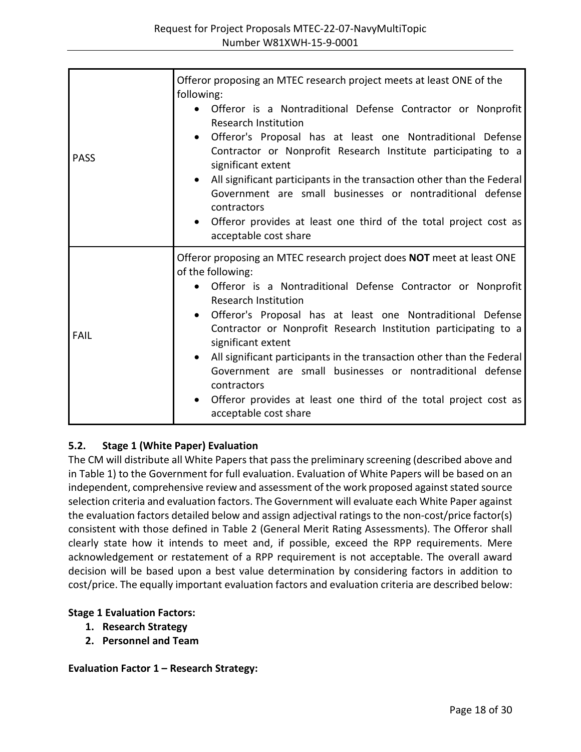| | |
|---|---|
| PASS | Offeror proposing an MTEC research project meets at least ONE of the following:<br>• Offeror is a Nontraditional Defense Contractor or Nonprofit Research Institution<br>• Offeror's Proposal has at least one Nontraditional Defense Contractor or Nonprofit Research Institute participating to a significant extent<br>• All significant participants in the transaction other than the Federal Government are small businesses or nontraditional defense contractors<br>• Offeror provides at least one third of the total project cost as acceptable cost share |
| FAIL | Offeror proposing an MTEC research project does **NOT** meet at least ONE of the following:<br>• Offeror is a Nontraditional Defense Contractor or Nonprofit Research Institution<br>• Offeror's Proposal has at least one Nontraditional Defense Contractor or Nonprofit Research Institution participating to a significant extent<br>• All significant participants in the transaction other than the Federal Government are small businesses or nontraditional defense contractors<br>• Offeror provides at least one third of the total project cost as acceptable cost share |

### 5.2. Stage 1 (White Paper) Evaluation

The CM will distribute all White Papers that pass the preliminary screening (described above and in Table 1) to the Government for full evaluation. Evaluation of White Papers will be based on an independent, comprehensive review and assessment of the work proposed against stated source selection criteria and evaluation factors. The Government will evaluate each White Paper against the evaluation factors detailed below and assign adjectival ratings to the non-cost/price factor(s) consistent with those defined in Table 2 (General Merit Rating Assessments). The Offeror shall clearly state how it intends to meet and, if possible, exceed the RPP requirements. Mere acknowledgement or restatement of a RPP requirement is not acceptable. The overall award decision will be based upon a best value determination by considering factors in addition to cost/price. The equally important evaluation factors and evaluation criteria are described below:

**Stage 1 Evaluation Factors:**

1. **Research Strategy**
2. **Personnel and Team**

**Evaluation Factor 1 – Research Strategy:**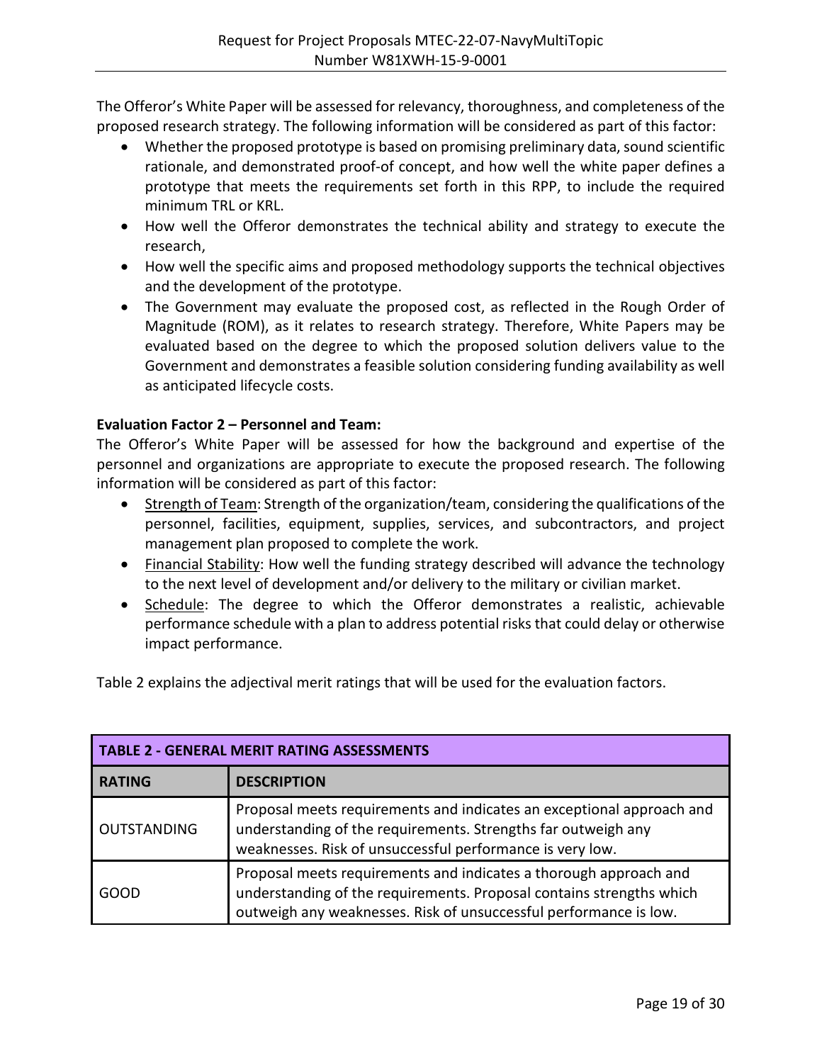The Offeror's White Paper will be assessed for relevancy, thoroughness, and completeness of the proposed research strategy. The following information will be considered as part of this factor:

- Whether the proposed prototype is based on promising preliminary data, sound scientific rationale, and demonstrated proof-of concept, and how well the white paper defines a prototype that meets the requirements set forth in this RPP, to include the required minimum TRL or KRL.
- How well the Offeror demonstrates the technical ability and strategy to execute the research,
- How well the specific aims and proposed methodology supports the technical objectives and the development of the prototype.
- The Government may evaluate the proposed cost, as reflected in the Rough Order of Magnitude (ROM), as it relates to research strategy. Therefore, White Papers may be evaluated based on the degree to which the proposed solution delivers value to the Government and demonstrates a feasible solution considering funding availability as well as anticipated lifecycle costs.

**Evaluation Factor 2 – Personnel and Team:**

The Offeror's White Paper will be assessed for how the background and expertise of the personnel and organizations are appropriate to execute the proposed research. The following information will be considered as part of this factor:

- Strength of Team: Strength of the organization/team, considering the qualifications of the personnel, facilities, equipment, supplies, services, and subcontractors, and project management plan proposed to complete the work.
- Financial Stability: How well the funding strategy described will advance the technology to the next level of development and/or delivery to the military or civilian market.
- Schedule: The degree to which the Offeror demonstrates a realistic, achievable performance schedule with a plan to address potential risks that could delay or otherwise impact performance.

Table 2 explains the adjectival merit ratings that will be used for the evaluation factors.

| TABLE 2 - GENERAL MERIT RATING ASSESSMENTS | |
|---|---|
| **RATING** | **DESCRIPTION** |
| OUTSTANDING | Proposal meets requirements and indicates an exceptional approach and understanding of the requirements. Strengths far outweigh any weaknesses. Risk of unsuccessful performance is very low. |
| GOOD | Proposal meets requirements and indicates a thorough approach and understanding of the requirements. Proposal contains strengths which outweigh any weaknesses. Risk of unsuccessful performance is low. |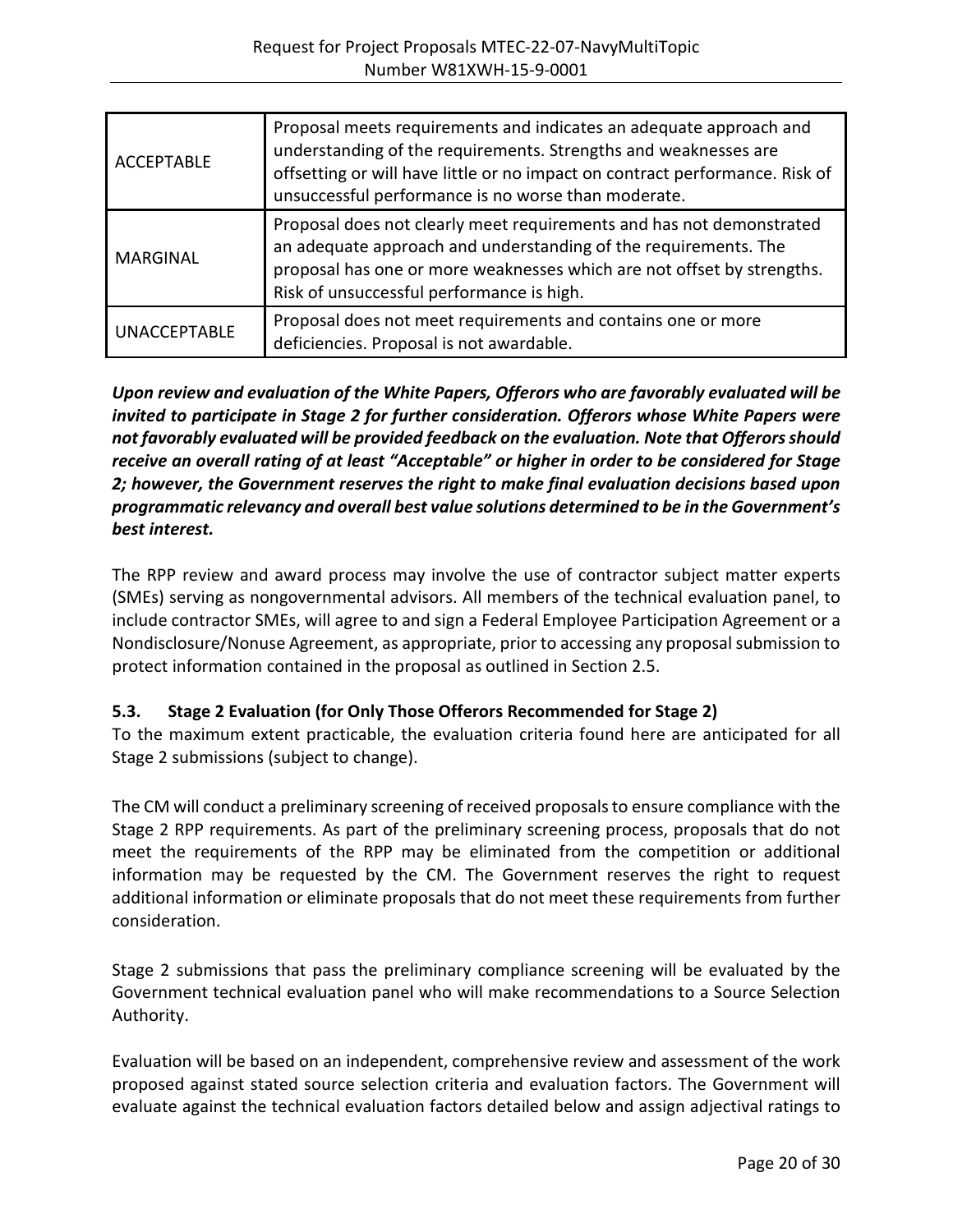| | |
|---|---|
| ACCEPTABLE | Proposal meets requirements and indicates an adequate approach and understanding of the requirements. Strengths and weaknesses are offsetting or will have little or no impact on contract performance. Risk of unsuccessful performance is no worse than moderate. |
| MARGINAL | Proposal does not clearly meet requirements and has not demonstrated an adequate approach and understanding of the requirements. The proposal has one or more weaknesses which are not offset by strengths. Risk of unsuccessful performance is high. |
| UNACCEPTABLE | Proposal does not meet requirements and contains one or more deficiencies. Proposal is not awardable. |

***Upon review and evaluation of the White Papers, Offerors who are favorably evaluated will be invited to participate in Stage 2 for further consideration. Offerors whose White Papers were not favorably evaluated will be provided feedback on the evaluation. Note that Offerors should receive an overall rating of at least "Acceptable" or higher in order to be considered for Stage 2; however, the Government reserves the right to make final evaluation decisions based upon programmatic relevancy and overall best value solutions determined to be in the Government's best interest.***

The RPP review and award process may involve the use of contractor subject matter experts (SMEs) serving as nongovernmental advisors. All members of the technical evaluation panel, to include contractor SMEs, will agree to and sign a Federal Employee Participation Agreement or a Nondisclosure/Nonuse Agreement, as appropriate, prior to accessing any proposal submission to protect information contained in the proposal as outlined in Section 2.5.

### 5.3. Stage 2 Evaluation (for Only Those Offerors Recommended for Stage 2)

To the maximum extent practicable, the evaluation criteria found here are anticipated for all Stage 2 submissions (subject to change).

The CM will conduct a preliminary screening of received proposals to ensure compliance with the Stage 2 RPP requirements. As part of the preliminary screening process, proposals that do not meet the requirements of the RPP may be eliminated from the competition or additional information may be requested by the CM. The Government reserves the right to request additional information or eliminate proposals that do not meet these requirements from further consideration.

Stage 2 submissions that pass the preliminary compliance screening will be evaluated by the Government technical evaluation panel who will make recommendations to a Source Selection Authority.

Evaluation will be based on an independent, comprehensive review and assessment of the work proposed against stated source selection criteria and evaluation factors. The Government will evaluate against the technical evaluation factors detailed below and assign adjectival ratings to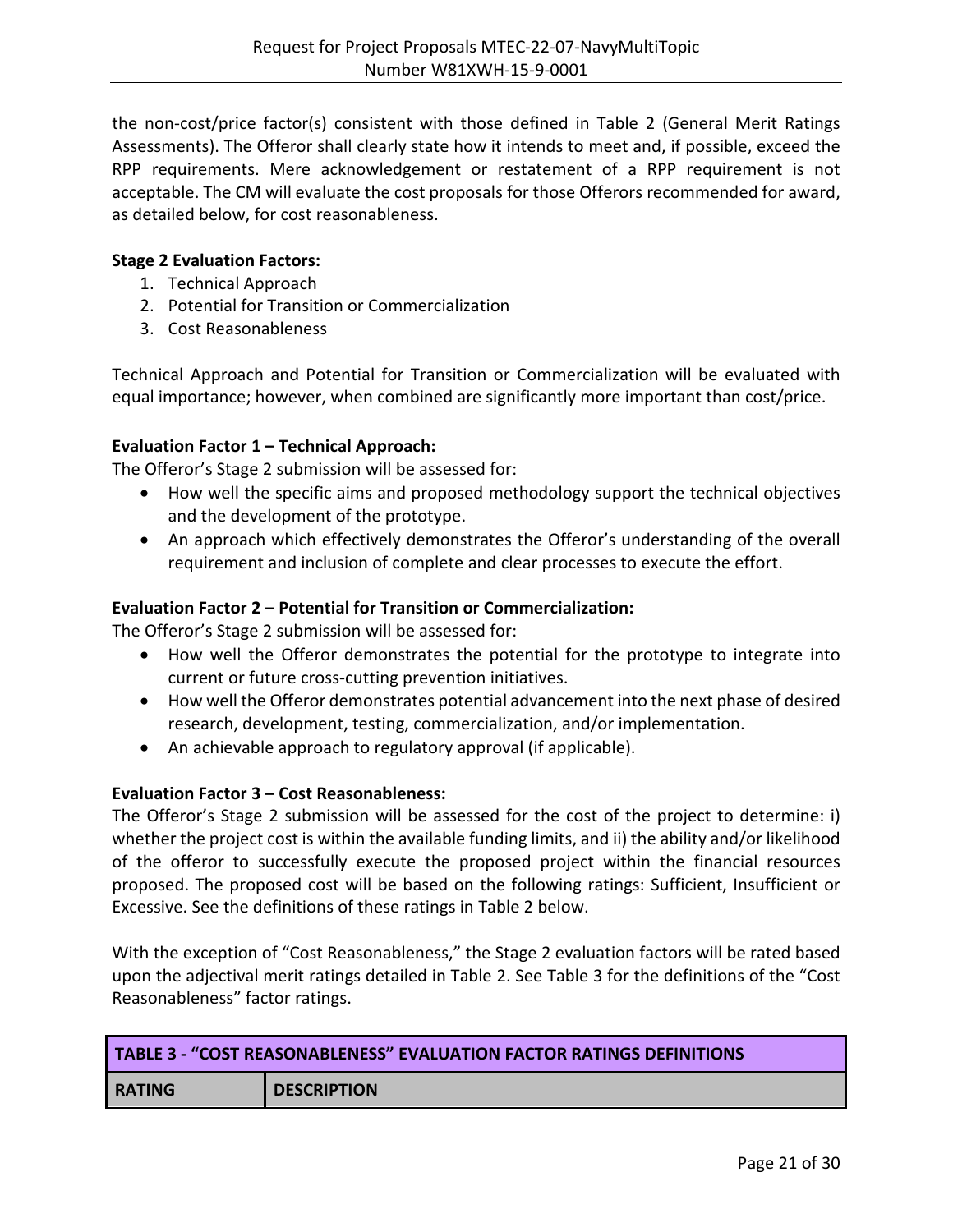the non-cost/price factor(s) consistent with those defined in Table 2 (General Merit Ratings Assessments). The Offeror shall clearly state how it intends to meet and, if possible, exceed the RPP requirements. Mere acknowledgement or restatement of a RPP requirement is not acceptable. The CM will evaluate the cost proposals for those Offerors recommended for award, as detailed below, for cost reasonableness.

**Stage 2 Evaluation Factors:**

1. Technical Approach
2. Potential for Transition or Commercialization
3. Cost Reasonableness

Technical Approach and Potential for Transition or Commercialization will be evaluated with equal importance; however, when combined are significantly more important than cost/price.

**Evaluation Factor 1 – Technical Approach:**

The Offeror's Stage 2 submission will be assessed for:

- How well the specific aims and proposed methodology support the technical objectives and the development of the prototype.
- An approach which effectively demonstrates the Offeror's understanding of the overall requirement and inclusion of complete and clear processes to execute the effort.

**Evaluation Factor 2 – Potential for Transition or Commercialization:**

The Offeror's Stage 2 submission will be assessed for:

- How well the Offeror demonstrates the potential for the prototype to integrate into current or future cross-cutting prevention initiatives.
- How well the Offeror demonstrates potential advancement into the next phase of desired research, development, testing, commercialization, and/or implementation.
- An achievable approach to regulatory approval (if applicable).

**Evaluation Factor 3 – Cost Reasonableness:**

The Offeror's Stage 2 submission will be assessed for the cost of the project to determine: i) whether the project cost is within the available funding limits, and ii) the ability and/or likelihood of the offeror to successfully execute the proposed project within the financial resources proposed. The proposed cost will be based on the following ratings: Sufficient, Insufficient or Excessive. See the definitions of these ratings in Table 2 below.

With the exception of "Cost Reasonableness," the Stage 2 evaluation factors will be rated based upon the adjectival merit ratings detailed in Table 2. See Table 3 for the definitions of the "Cost Reasonableness" factor ratings.

| TABLE 3 - "COST REASONABLENESS" EVALUATION FACTOR RATINGS DEFINITIONS | |
|---|---|
| **RATING** | **DESCRIPTION** |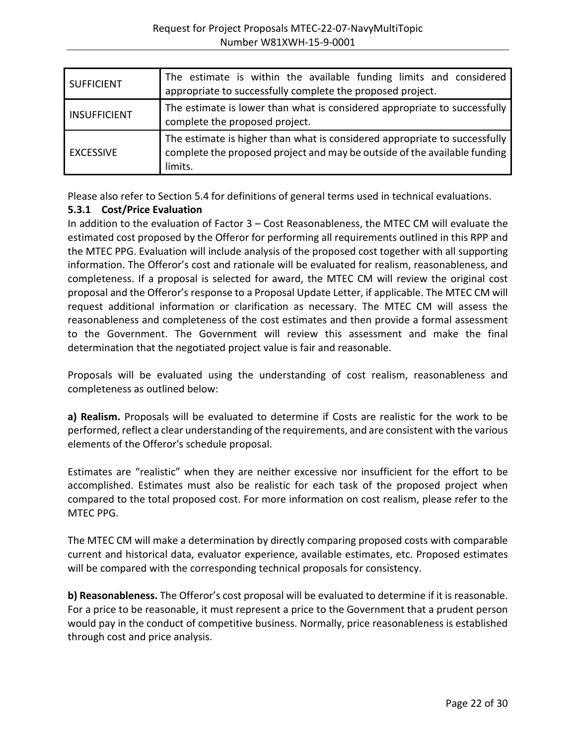| SUFFICIENT | The estimate is within the available funding limits and considered appropriate to successfully complete the proposed project. |
|---|---|
| INSUFFICIENT | The estimate is lower than what is considered appropriate to successfully complete the proposed project. |
| EXCESSIVE | The estimate is higher than what is considered appropriate to successfully complete the proposed project and may be outside of the available funding limits. |

Please also refer to Section 5.4 for definitions of general terms used in technical evaluations.

### 5.3.1 Cost/Price Evaluation

In addition to the evaluation of Factor 3 – Cost Reasonableness, the MTEC CM will evaluate the estimated cost proposed by the Offeror for performing all requirements outlined in this RPP and the MTEC PPG. Evaluation will include analysis of the proposed cost together with all supporting information. The Offeror's cost and rationale will be evaluated for realism, reasonableness, and completeness. If a proposal is selected for award, the MTEC CM will review the original cost proposal and the Offeror's response to a Proposal Update Letter, if applicable. The MTEC CM will request additional information or clarification as necessary. The MTEC CM will assess the reasonableness and completeness of the cost estimates and then provide a formal assessment to the Government. The Government will review this assessment and make the final determination that the negotiated project value is fair and reasonable.

Proposals will be evaluated using the understanding of cost realism, reasonableness and completeness as outlined below:

**a) Realism.** Proposals will be evaluated to determine if Costs are realistic for the work to be performed, reflect a clear understanding of the requirements, and are consistent with the various elements of the Offeror's schedule proposal.

Estimates are "realistic" when they are neither excessive nor insufficient for the effort to be accomplished. Estimates must also be realistic for each task of the proposed project when compared to the total proposed cost. For more information on cost realism, please refer to the MTEC PPG.

The MTEC CM will make a determination by directly comparing proposed costs with comparable current and historical data, evaluator experience, available estimates, etc. Proposed estimates will be compared with the corresponding technical proposals for consistency.

**b) Reasonableness.** The Offeror's cost proposal will be evaluated to determine if it is reasonable. For a price to be reasonable, it must represent a price to the Government that a prudent person would pay in the conduct of competitive business. Normally, price reasonableness is established through cost and price analysis.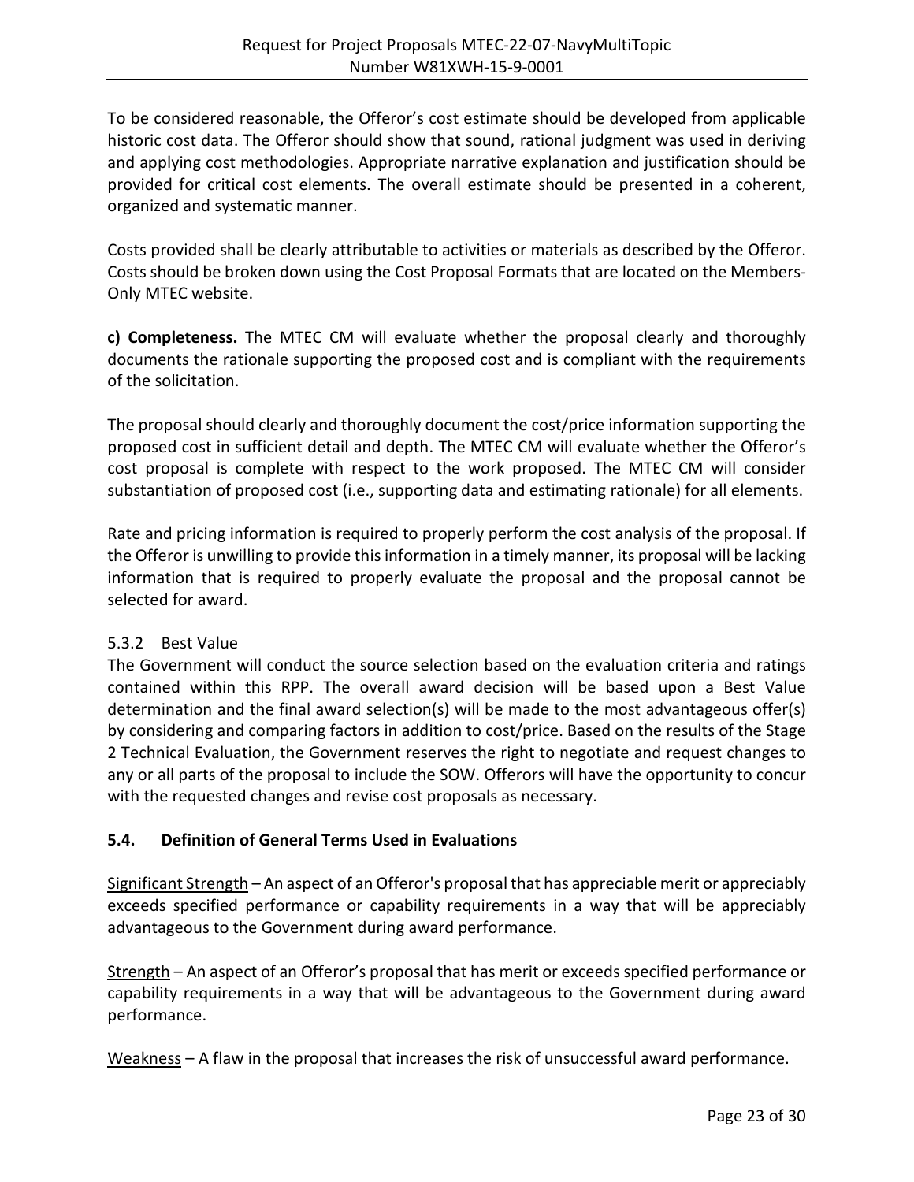To be considered reasonable, the Offeror's cost estimate should be developed from applicable historic cost data. The Offeror should show that sound, rational judgment was used in deriving and applying cost methodologies. Appropriate narrative explanation and justification should be provided for critical cost elements. The overall estimate should be presented in a coherent, organized and systematic manner.

Costs provided shall be clearly attributable to activities or materials as described by the Offeror. Costs should be broken down using the Cost Proposal Formats that are located on the Members-Only MTEC website.

**c) Completeness.** The MTEC CM will evaluate whether the proposal clearly and thoroughly documents the rationale supporting the proposed cost and is compliant with the requirements of the solicitation.

The proposal should clearly and thoroughly document the cost/price information supporting the proposed cost in sufficient detail and depth. The MTEC CM will evaluate whether the Offeror's cost proposal is complete with respect to the work proposed. The MTEC CM will consider substantiation of proposed cost (i.e., supporting data and estimating rationale) for all elements.

Rate and pricing information is required to properly perform the cost analysis of the proposal. If the Offeror is unwilling to provide this information in a timely manner, its proposal will be lacking information that is required to properly evaluate the proposal and the proposal cannot be selected for award.

### 5.3.2 Best Value

The Government will conduct the source selection based on the evaluation criteria and ratings contained within this RPP. The overall award decision will be based upon a Best Value determination and the final award selection(s) will be made to the most advantageous offer(s) by considering and comparing factors in addition to cost/price. Based on the results of the Stage 2 Technical Evaluation, the Government reserves the right to negotiate and request changes to any or all parts of the proposal to include the SOW. Offerors will have the opportunity to concur with the requested changes and revise cost proposals as necessary.

## 5.4. Definition of General Terms Used in Evaluations

<u>Significant Strength</u> – An aspect of an Offeror's proposal that has appreciable merit or appreciably exceeds specified performance or capability requirements in a way that will be appreciably advantageous to the Government during award performance.

<u>Strength</u> – An aspect of an Offeror's proposal that has merit or exceeds specified performance or capability requirements in a way that will be advantageous to the Government during award performance.

<u>Weakness</u> – A flaw in the proposal that increases the risk of unsuccessful award performance.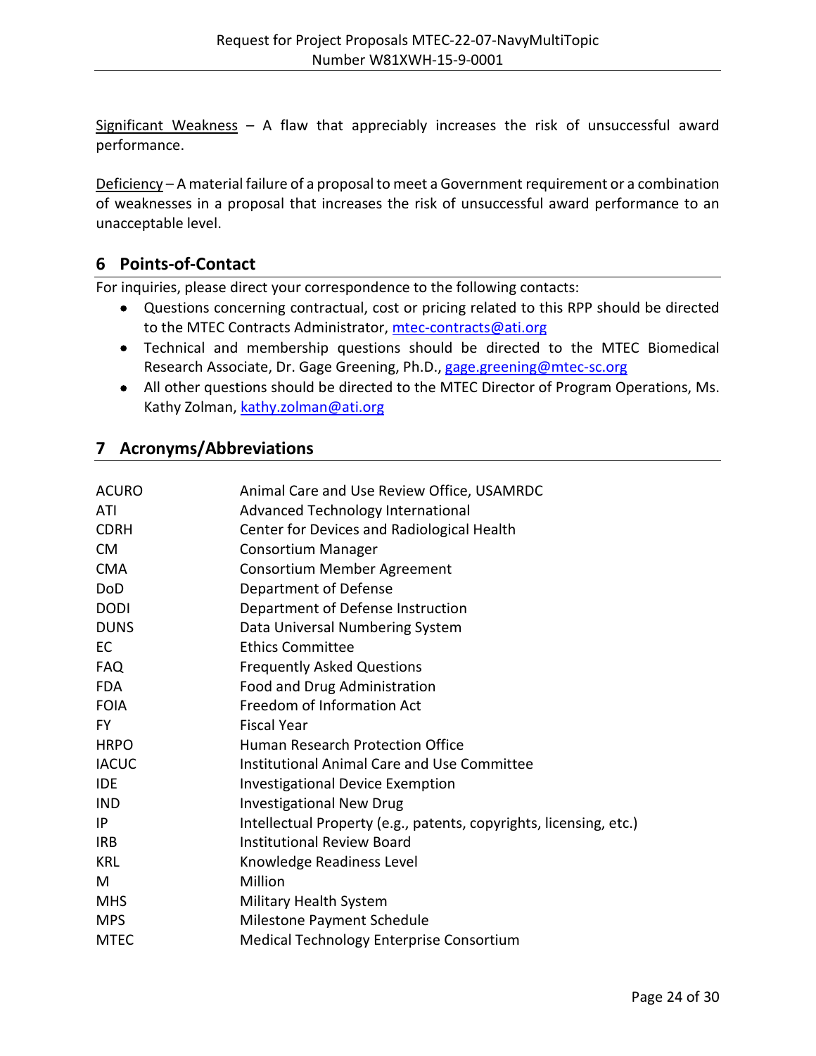Significant Weakness – A flaw that appreciably increases the risk of unsuccessful award performance.

Deficiency – A material failure of a proposal to meet a Government requirement or a combination of weaknesses in a proposal that increases the risk of unsuccessful award performance to an unacceptable level.

## 6 Points-of-Contact

For inquiries, please direct your correspondence to the following contacts:

- Questions concerning contractual, cost or pricing related to this RPP should be directed to the MTEC Contracts Administrator, mtec-contracts@ati.org
- Technical and membership questions should be directed to the MTEC Biomedical Research Associate, Dr. Gage Greening, Ph.D., gage.greening@mtec-sc.org
- All other questions should be directed to the MTEC Director of Program Operations, Ms. Kathy Zolman, kathy.zolman@ati.org

## 7 Acronyms/Abbreviations

| | |
|---|---|
| ACURO | Animal Care and Use Review Office, USAMRDC |
| ATI | Advanced Technology International |
| CDRH | Center for Devices and Radiological Health |
| CM | Consortium Manager |
| CMA | Consortium Member Agreement |
| DoD | Department of Defense |
| DODI | Department of Defense Instruction |
| DUNS | Data Universal Numbering System |
| EC | Ethics Committee |
| FAQ | Frequently Asked Questions |
| FDA | Food and Drug Administration |
| FOIA | Freedom of Information Act |
| FY | Fiscal Year |
| HRPO | Human Research Protection Office |
| IACUC | Institutional Animal Care and Use Committee |
| IDE | Investigational Device Exemption |
| IND | Investigational New Drug |
| IP | Intellectual Property (e.g., patents, copyrights, licensing, etc.) |
| IRB | Institutional Review Board |
| KRL | Knowledge Readiness Level |
| M | Million |
| MHS | Military Health System |
| MPS | Milestone Payment Schedule |
| MTEC | Medical Technology Enterprise Consortium |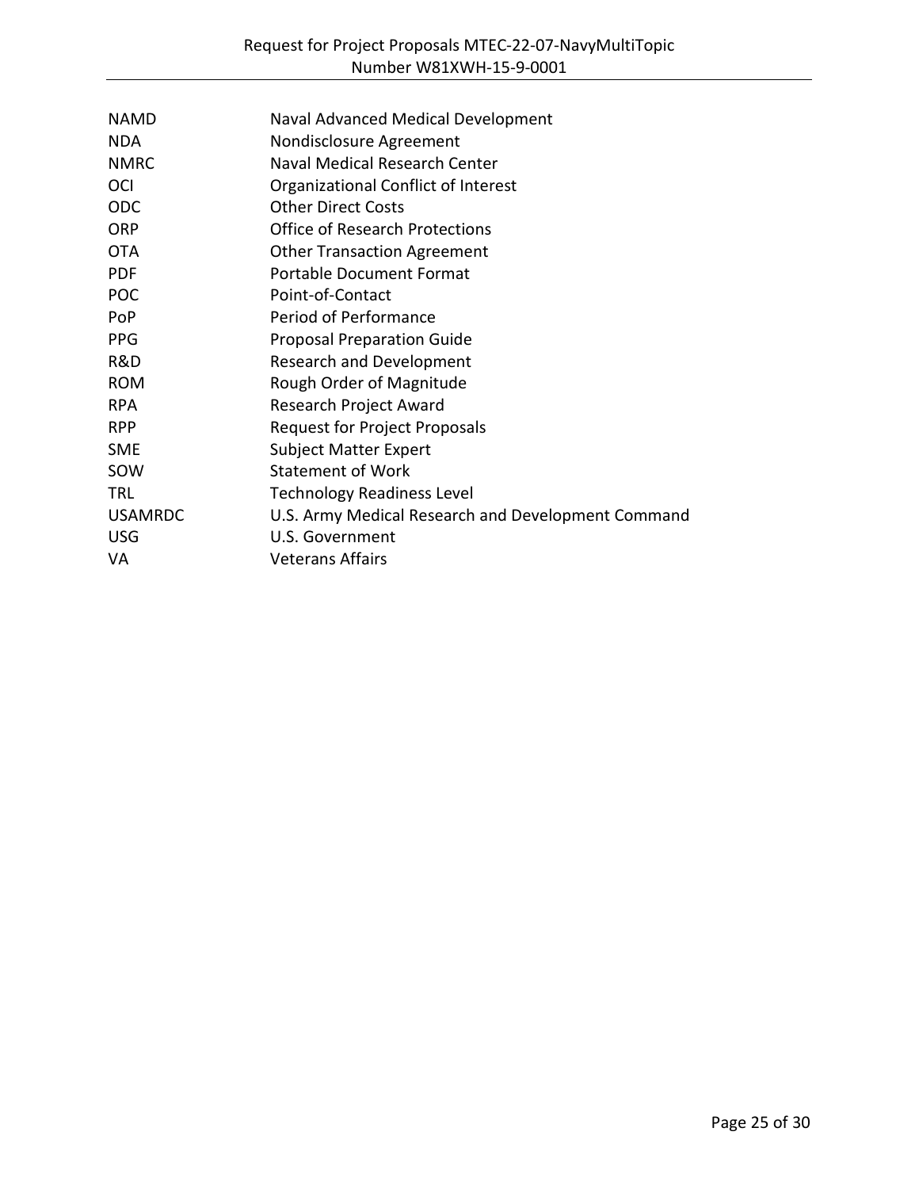| | |
|---|---|
| NAMD | Naval Advanced Medical Development |
| NDA | Nondisclosure Agreement |
| NMRC | Naval Medical Research Center |
| OCI | Organizational Conflict of Interest |
| ODC | Other Direct Costs |
| ORP | Office of Research Protections |
| OTA | Other Transaction Agreement |
| PDF | Portable Document Format |
| POC | Point-of-Contact |
| PoP | Period of Performance |
| PPG | Proposal Preparation Guide |
| R&D | Research and Development |
| ROM | Rough Order of Magnitude |
| RPA | Research Project Award |
| RPP | Request for Project Proposals |
| SME | Subject Matter Expert |
| SOW | Statement of Work |
| TRL | Technology Readiness Level |
| USAMRDC | U.S. Army Medical Research and Development Command |
| USG | U.S. Government |
| VA | Veterans Affairs |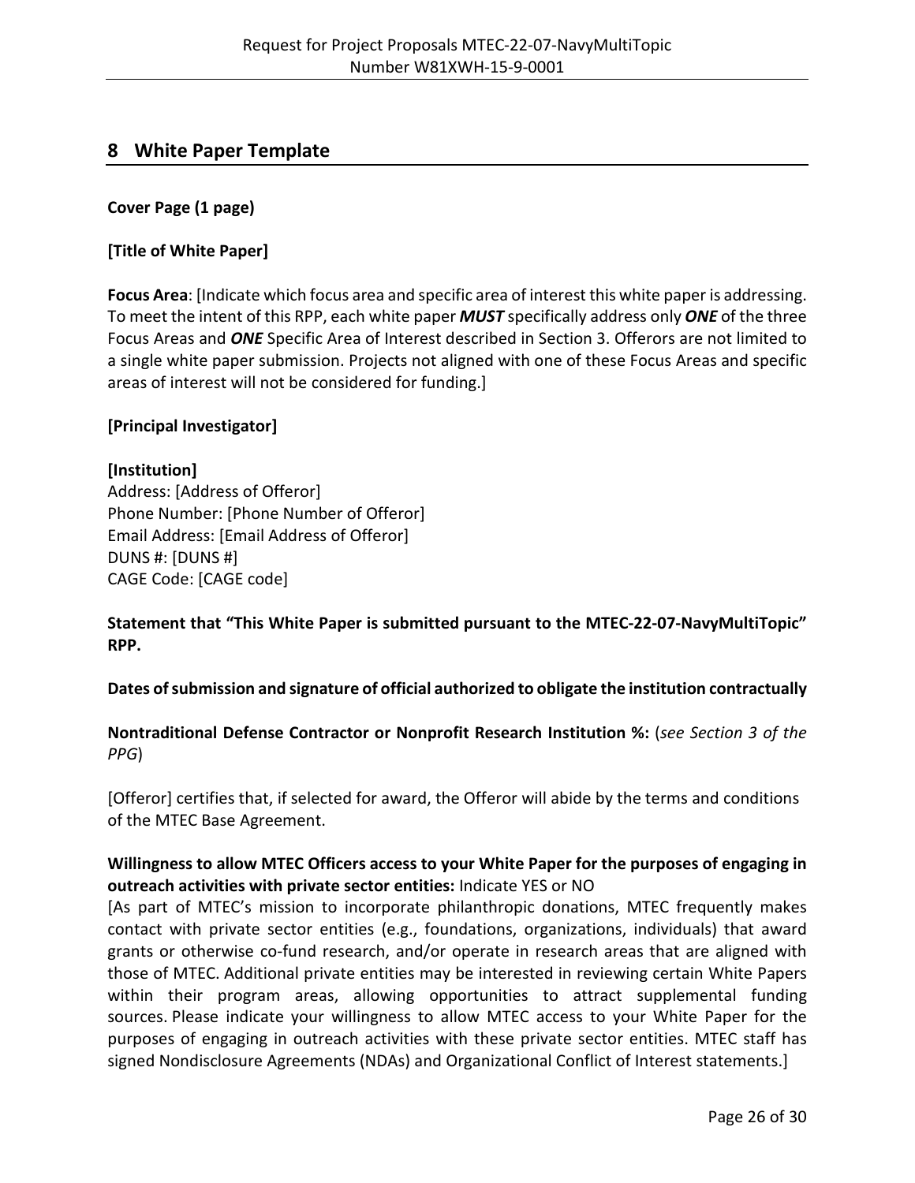## 8 White Paper Template

**Cover Page (1 page)**

**[Title of White Paper]**

**Focus Area**: [Indicate which focus area and specific area of interest this white paper is addressing. To meet the intent of this RPP, each white paper ***MUST*** specifically address only ***ONE*** of the three Focus Areas and ***ONE*** Specific Area of Interest described in Section 3. Offerors are not limited to a single white paper submission. Projects not aligned with one of these Focus Areas and specific areas of interest will not be considered for funding.]

**[Principal Investigator]**

**[Institution]**
Address: [Address of Offeror]
Phone Number: [Phone Number of Offeror]
Email Address: [Email Address of Offeror]
DUNS #: [DUNS #]
CAGE Code: [CAGE code]

**Statement that "This White Paper is submitted pursuant to the MTEC-22-07-NavyMultiTopic" RPP.**

**Dates of submission and signature of official authorized to obligate the institution contractually**

**Nontraditional Defense Contractor or Nonprofit Research Institution %:** (*see Section 3 of the PPG*)

[Offeror] certifies that, if selected for award, the Offeror will abide by the terms and conditions of the MTEC Base Agreement.

**Willingness to allow MTEC Officers access to your White Paper for the purposes of engaging in outreach activities with private sector entities:** Indicate YES or NO
[As part of MTEC's mission to incorporate philanthropic donations, MTEC frequently makes contact with private sector entities (e.g., foundations, organizations, individuals) that award grants or otherwise co-fund research, and/or operate in research areas that are aligned with those of MTEC. Additional private entities may be interested in reviewing certain White Papers within their program areas, allowing opportunities to attract supplemental funding sources. Please indicate your willingness to allow MTEC access to your White Paper for the purposes of engaging in outreach activities with these private sector entities. MTEC staff has signed Nondisclosure Agreements (NDAs) and Organizational Conflict of Interest statements.]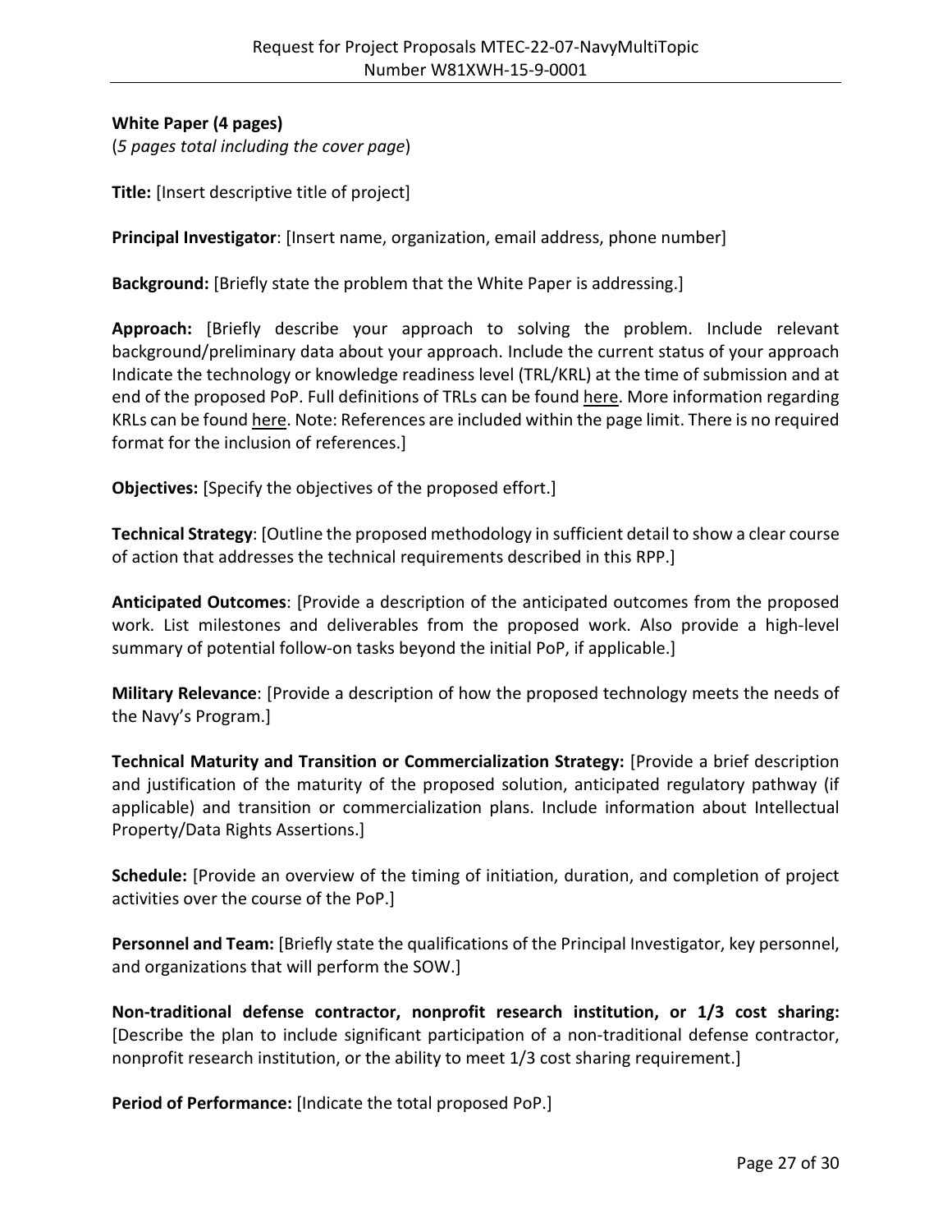**White Paper (4 pages)**

(*5 pages total including the cover page*)

**Title:** [Insert descriptive title of project]

**Principal Investigator**: [Insert name, organization, email address, phone number]

**Background:** [Briefly state the problem that the White Paper is addressing.]

**Approach:** [Briefly describe your approach to solving the problem. Include relevant background/preliminary data about your approach. Include the current status of your approach Indicate the technology or knowledge readiness level (TRL/KRL) at the time of submission and at end of the proposed PoP. Full definitions of TRLs can be found here. More information regarding KRLs can be found here. Note: References are included within the page limit. There is no required format for the inclusion of references.]

**Objectives:** [Specify the objectives of the proposed effort.]

**Technical Strategy**: [Outline the proposed methodology in sufficient detail to show a clear course of action that addresses the technical requirements described in this RPP.]

**Anticipated Outcomes**: [Provide a description of the anticipated outcomes from the proposed work. List milestones and deliverables from the proposed work. Also provide a high-level summary of potential follow-on tasks beyond the initial PoP, if applicable.]

**Military Relevance**: [Provide a description of how the proposed technology meets the needs of the Navy's Program.]

**Technical Maturity and Transition or Commercialization Strategy:** [Provide a brief description and justification of the maturity of the proposed solution, anticipated regulatory pathway (if applicable) and transition or commercialization plans. Include information about Intellectual Property/Data Rights Assertions.]

**Schedule:** [Provide an overview of the timing of initiation, duration, and completion of project activities over the course of the PoP.]

**Personnel and Team:** [Briefly state the qualifications of the Principal Investigator, key personnel, and organizations that will perform the SOW.]

**Non-traditional defense contractor, nonprofit research institution, or 1/3 cost sharing:** [Describe the plan to include significant participation of a non-traditional defense contractor, nonprofit research institution, or the ability to meet 1/3 cost sharing requirement.]

**Period of Performance:** [Indicate the total proposed PoP.]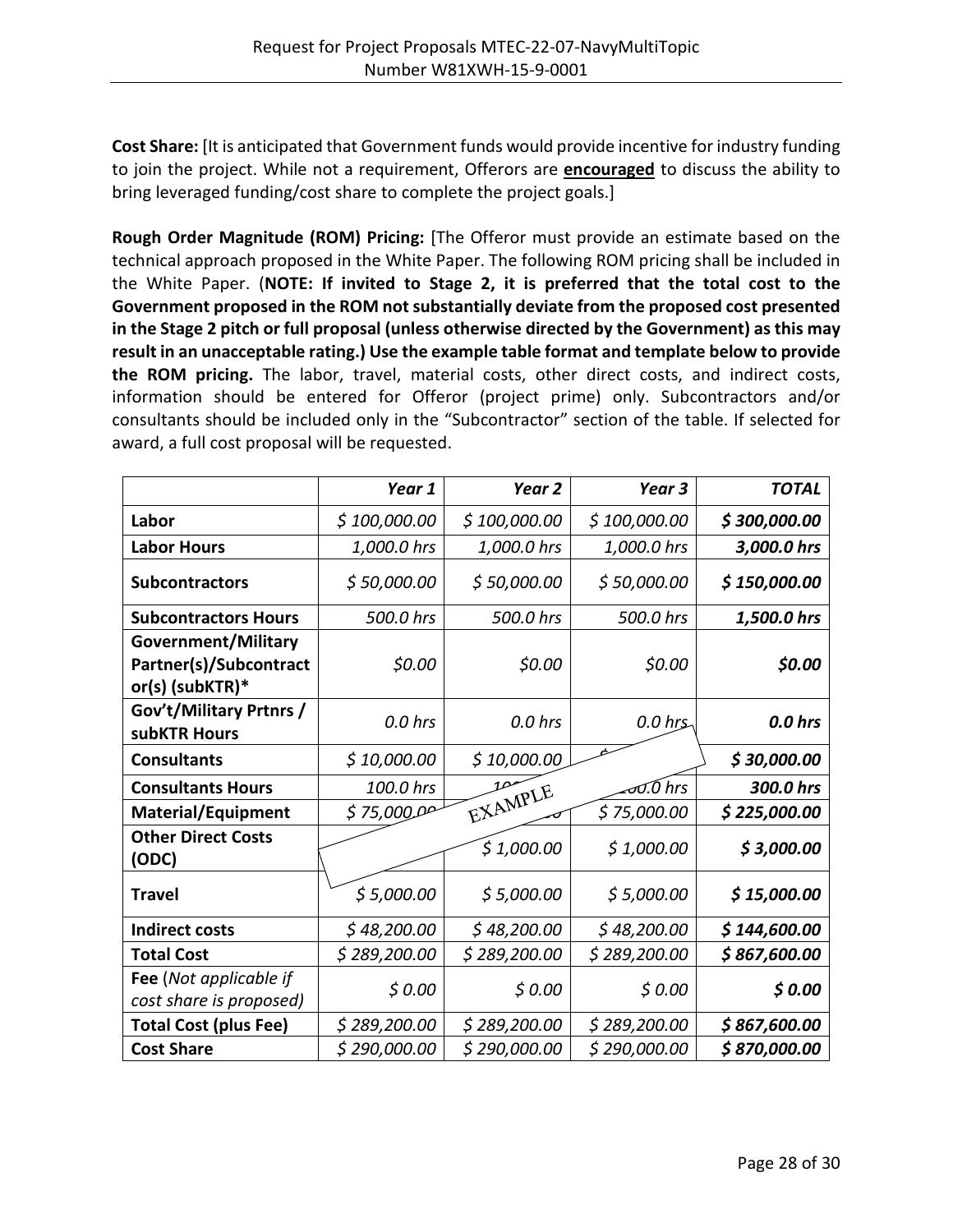**Cost Share:** [It is anticipated that Government funds would provide incentive for industry funding to join the project. While not a requirement, Offerors are **encouraged** to discuss the ability to bring leveraged funding/cost share to complete the project goals.]

**Rough Order Magnitude (ROM) Pricing:** [The Offeror must provide an estimate based on the technical approach proposed in the White Paper. The following ROM pricing shall be included in the White Paper. (**NOTE: If invited to Stage 2, it is preferred that the total cost to the Government proposed in the ROM not substantially deviate from the proposed cost presented in the Stage 2 pitch or full proposal (unless otherwise directed by the Government) as this may result in an unacceptable rating.) Use the example table format and template below to provide the ROM pricing.** The labor, travel, material costs, other direct costs, and indirect costs, information should be entered for Offeror (project prime) only. Subcontractors and/or consultants should be included only in the "Subcontractor" section of the table. If selected for award, a full cost proposal will be requested.

| | *Year 1* | *Year 2* | *Year 3* | *TOTAL* |
|---|---|---|---|---|
| **Labor** | *$ 100,000.00* | *$ 100,000.00* | *$ 100,000.00* | ***$ 300,000.00*** |
| **Labor Hours** | *1,000.0 hrs* | *1,000.0 hrs* | *1,000.0 hrs* | ***3,000.0 hrs*** |
| **Subcontractors** | *$ 50,000.00* | *$ 50,000.00* | *$ 50,000.00* | ***$ 150,000.00*** |
| **Subcontractors Hours** | *500.0 hrs* | *500.0 hrs* | *500.0 hrs* | ***1,500.0 hrs*** |
| **Government/Military Partner(s)/Subcontractor(s) (subKTR)*** | *$0.00* | *$0.00* | *$0.00* | ***$0.00*** |
| **Gov't/Military Prtnrs / subKTR Hours** | *0.0 hrs* | *0.0 hrs* | *0.0 hrs* | ***0.0 hrs*** |
| **Consultants** | *$ 10,000.00* | *$ 10,000.00* | *$ 10,000.00* | ***$ 30,000.00*** |
| **Consultants Hours** | *100.0 hrs* | *100.0 hrs* | *100.0 hrs* | ***300.0 hrs*** |
| **Material/Equipment** | *$ 75,000.00* | *$ 75,000.00* | *$ 75,000.00* | ***$ 225,000.00*** |
| **Other Direct Costs (ODC)** | *$ 1,000.00* | *$ 1,000.00* | *$ 1,000.00* | ***$ 3,000.00*** |
| **Travel** | *$ 5,000.00* | *$ 5,000.00* | *$ 5,000.00* | ***$ 15,000.00*** |
| **Indirect costs** | *$ 48,200.00* | *$ 48,200.00* | *$ 48,200.00* | ***$ 144,600.00*** |
| **Total Cost** | *$ 289,200.00* | *$ 289,200.00* | *$ 289,200.00* | ***$ 867,600.00*** |
| **Fee** (*Not applicable if cost share is proposed)* | *$ 0.00* | *$ 0.00* | *$ 0.00* | ***$ 0.00*** |
| **Total Cost (plus Fee)** | *$ 289,200.00* | *$ 289,200.00* | *$ 289,200.00* | ***$ 867,600.00*** |
| **Cost Share** | *$ 290,000.00* | *$ 290,000.00* | *$ 290,000.00* | ***$ 870,000.00*** |

EXAMPLE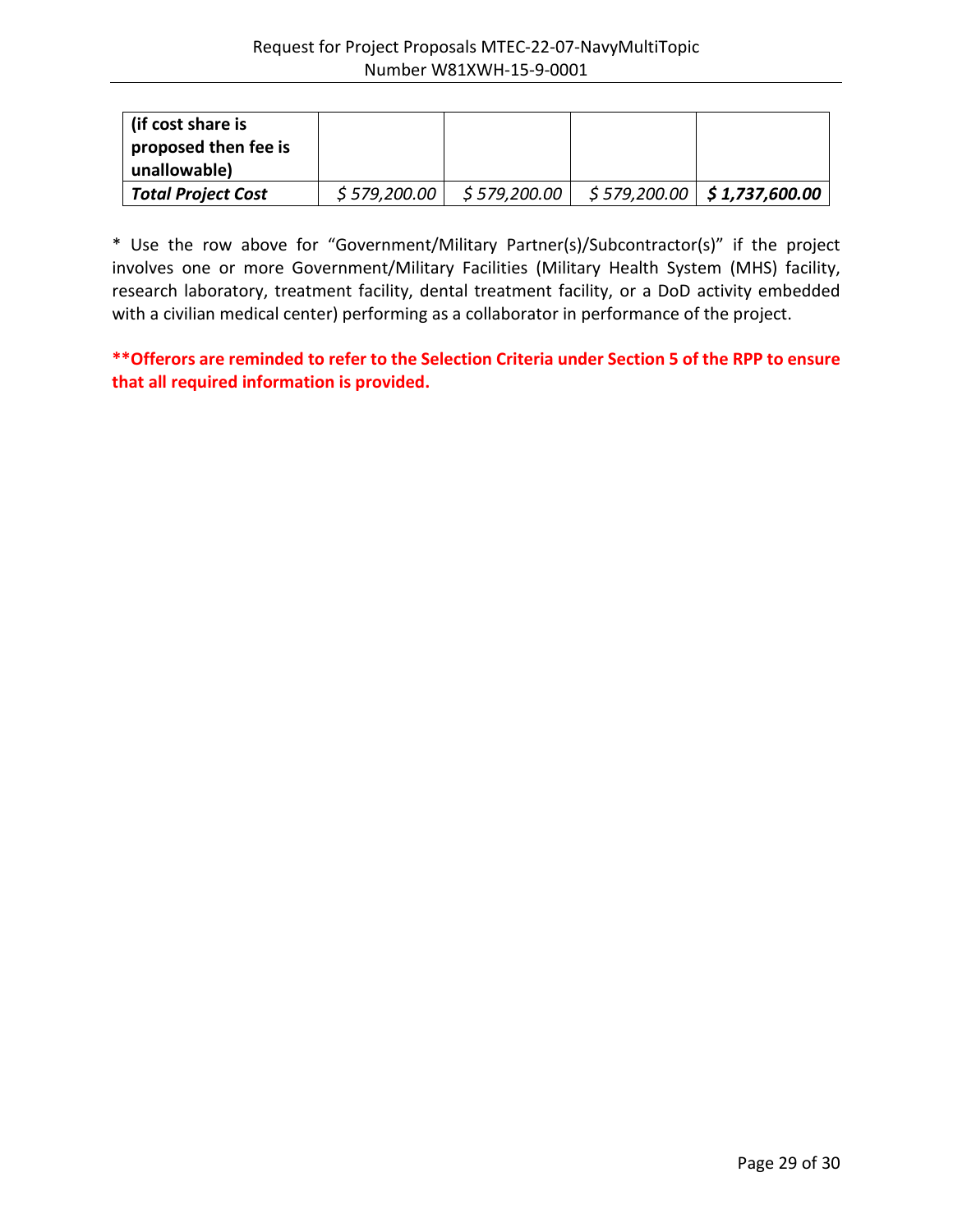| (if cost share is proposed then fee is unallowable) | | | | |
|---|---|---|---|---|
| ***Total Project Cost*** | *$ 579,200.00* | *$ 579,200.00* | *$ 579,200.00* | ***$ 1,737,600.00*** |

* Use the row above for "Government/Military Partner(s)/Subcontractor(s)" if the project involves one or more Government/Military Facilities (Military Health System (MHS) facility, research laboratory, treatment facility, dental treatment facility, or a DoD activity embedded with a civilian medical center) performing as a collaborator in performance of the project.

****Offerors are reminded to refer to the Selection Criteria under Section 5 of the RPP to ensure that all required information is provided.**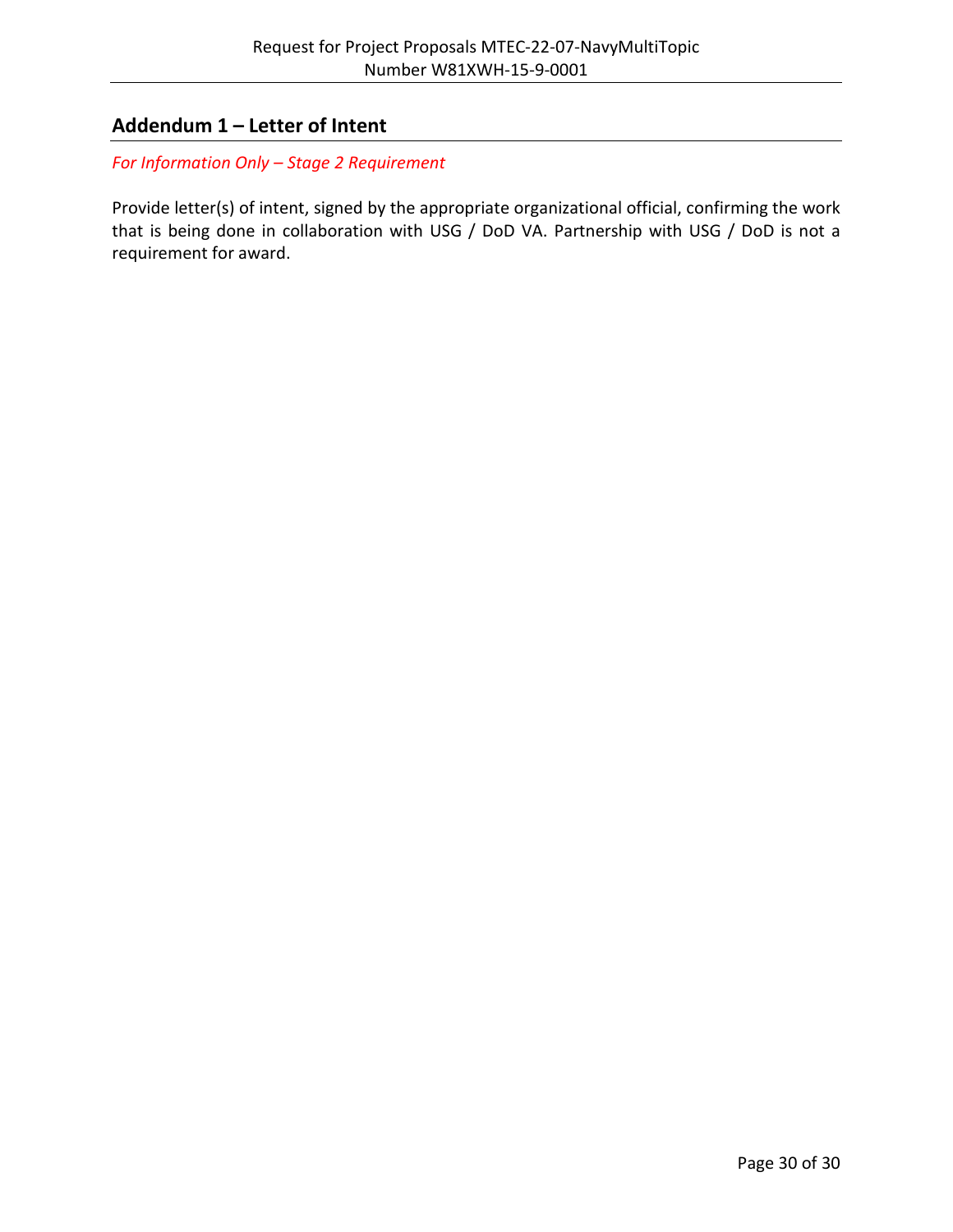## Addendum 1 – Letter of Intent

*For Information Only – Stage 2 Requirement*

Provide letter(s) of intent, signed by the appropriate organizational official, confirming the work that is being done in collaboration with USG / DoD VA. Partnership with USG / DoD is not a requirement for award.